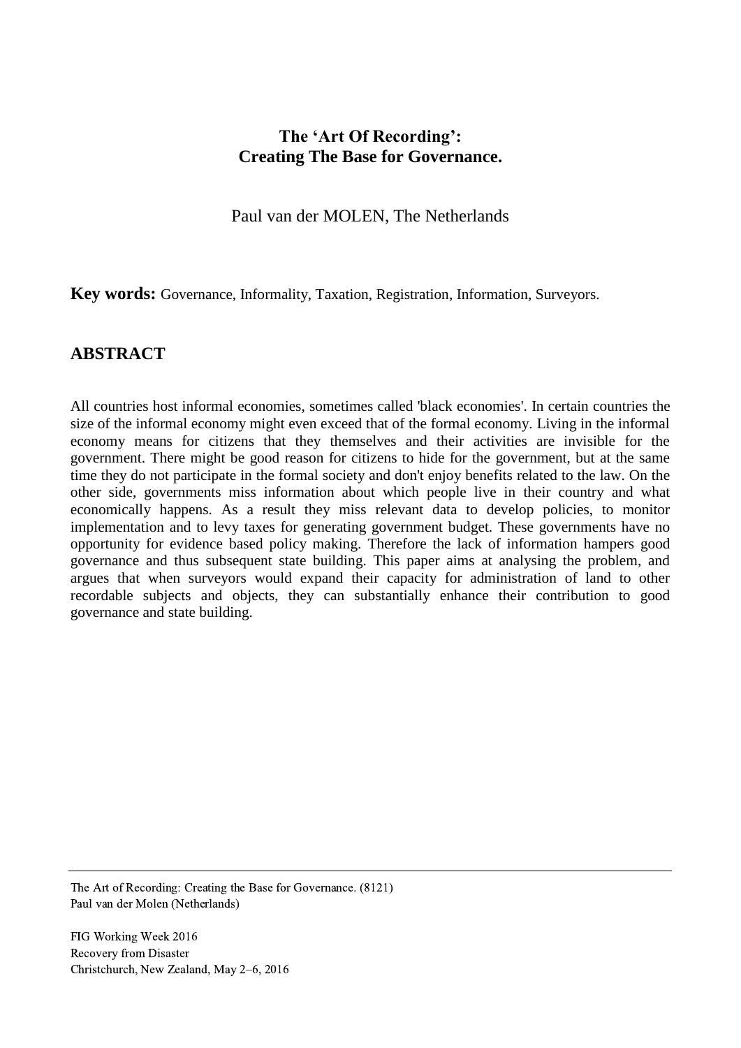# The 'Art Of Recording': Creating The Base for Governance.

Paul van der MOLEN, The Netherlands

**Key words:** Governance, Informality, Taxation, Registration, Information, Surveyors.

## ABSTRACT

All countries host informal economies, sometimes called 'black economies'. In certain countries the size of the informal economy might even exceed that of the formal economy. Living in the informal economy means for citizens that they themselves and their activities are invisible for the government. There might be good reason for citizens to hide for the government, but at the same time they do not participate in the formal society and don't enjoy benefits related to the law. On the other side, governments miss information about which people live in their country and what economically happens. As a result they miss relevant data to develop policies, to monitor implementation and to levy taxes for generating government budget. These governments have no opportunity for evidence based policy making. Therefore the lack of information hampers good governance and thus subsequent state building. This paper aims at analysing the problem, and argues that when surveyors would expand their capacity for administration of land to other recordable subjects and objects, they can substantially enhance their contribution to good governance and state building.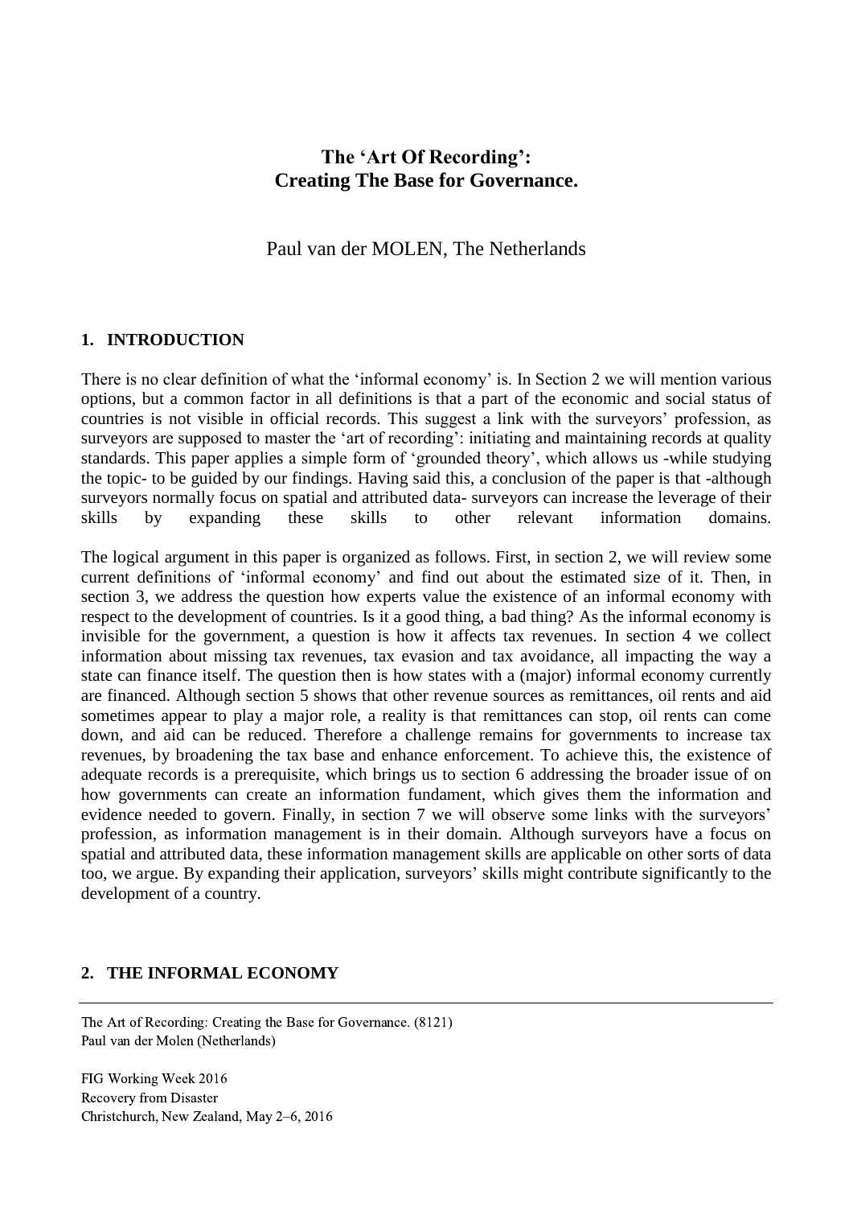# The 'Art Of Recording': Creating The Base for Governance.

Paul van der MOLEN, The Netherlands

## 1. INTRODUCTION

There is no clear definition of what the 'informal economy' is. In Section 2 we will mention various options, but a common factor in all definitions is that a part of the economic and social status of countries is not visible in official records. This suggest a link with the surveyors' profession, as surveyors are supposed to master the 'art of recording': initiating and maintaining records at quality standards. This paper applies a simple form of 'grounded theory', which allows us -while studying the topic- to be guided by our findings. Having said this, a conclusion of the paper is that -although surveyors normally focus on spatial and attributed data- surveyors can increase the leverage of their skills by expanding these skills to other relevant information domains.

The logical argument in this paper is organized as follows. First, in section 2, we will review some current definitions of 'informal economy' and find out about the estimated size of it. Then, in section 3, we address the question how experts value the existence of an informal economy with respect to the development of countries. Is it a good thing, a bad thing? As the informal economy is invisible for the government, a question is how it affects tax revenues. In section 4 we collect information about missing tax revenues, tax evasion and tax avoidance, all impacting the way a state can finance itself. The question then is how states with a (major) informal economy currently are financed. Although section 5 shows that other revenue sources as remittances, oil rents and aid sometimes appear to play a major role, a reality is that remittances can stop, oil rents can come down, and aid can be reduced. Therefore a challenge remains for governments to increase tax revenues, by broadening the tax base and enhance enforcement. To achieve this, the existence of adequate records is a prerequisite, which brings us to section 6 addressing the broader issue of on how governments can create an information fundament, which gives them the information and evidence needed to govern. Finally, in section 7 we will observe some links with the surveyors' profession, as information management is in their domain. Although surveyors have a focus on spatial and attributed data, these information management skills are applicable on other sorts of data too, we argue. By expanding their application, surveyors' skills might contribute significantly to the development of a country.

## 2. THE INFORMAL ECONOMY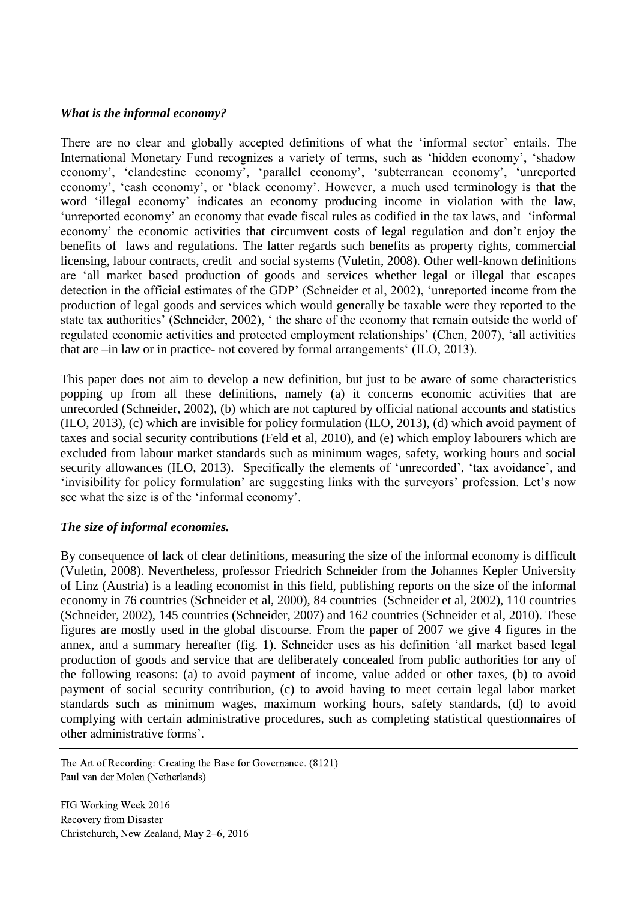### *What is the informal economy?*

There are no clear and globally accepted definitions of what the 'informal sector' entails. The International Monetary Fund recognizes a variety of terms, such as 'hidden economy', 'shadow economy', 'clandestine economy', 'parallel economy', 'subterranean economy', 'unreported economy', 'cash economy', or 'black economy'. However, a much used terminology is that the word 'illegal economy' indicates an economy producing income in violation with the law, 'unreported economy' an economy that evade fiscal rules as codified in the tax laws, and 'informal economy' the economic activities that circumvent costs of legal regulation and don't enjoy the benefits of laws and regulations. The latter regards such benefits as property rights, commercial licensing, labour contracts, credit and social systems (Vuletin, 2008). Other well-known definitions are 'all market based production of goods and services whether legal or illegal that escapes detection in the official estimates of the GDP' (Schneider et al, 2002), 'unreported income from the production of legal goods and services which would generally be taxable were they reported to the state tax authorities' (Schneider, 2002), ' the share of the economy that remain outside the world of regulated economic activities and protected employment relationships' (Chen, 2007), 'all activities that are –in law or in practice- not covered by formal arrangements' (ILO, 2013).

This paper does not aim to develop a new definition, but just to be aware of some characteristics popping up from all these definitions, namely (a) it concerns economic activities that are unrecorded (Schneider, 2002), (b) which are not captured by official national accounts and statistics (ILO, 2013), (c) which are invisible for policy formulation (ILO, 2013), (d) which avoid payment of taxes and social security contributions (Feld et al, 2010), and (e) which employ labourers which are excluded from labour market standards such as minimum wages, safety, working hours and social security allowances (ILO, 2013). Specifically the elements of 'unrecorded', 'tax avoidance', and 'invisibility for policy formulation' are suggesting links with the surveyors' profession. Let's now see what the size is of the 'informal economy'.

### *The size of informal economies.*

By consequence of lack of clear definitions, measuring the size of the informal economy is difficult (Vuletin, 2008). Nevertheless, professor Friedrich Schneider from the Johannes Kepler University of Linz (Austria) is a leading economist in this field, publishing reports on the size of the informal economy in 76 countries (Schneider et al, 2000), 84 countries (Schneider et al, 2002), 110 countries (Schneider, 2002), 145 countries (Schneider, 2007) and 162 countries (Schneider et al, 2010). These figures are mostly used in the global discourse. From the paper of 2007 we give 4 figures in the annex, and a summary hereafter (fig. 1). Schneider uses as his definition 'all market based legal production of goods and service that are deliberately concealed from public authorities for any of the following reasons: (a) to avoid payment of income, value added or other taxes, (b) to avoid payment of social security contribution, (c) to avoid having to meet certain legal labor market standards such as minimum wages, maximum working hours, safety standards, (d) to avoid complying with certain administrative procedures, such as completing statistical questionnaires of other administrative forms'.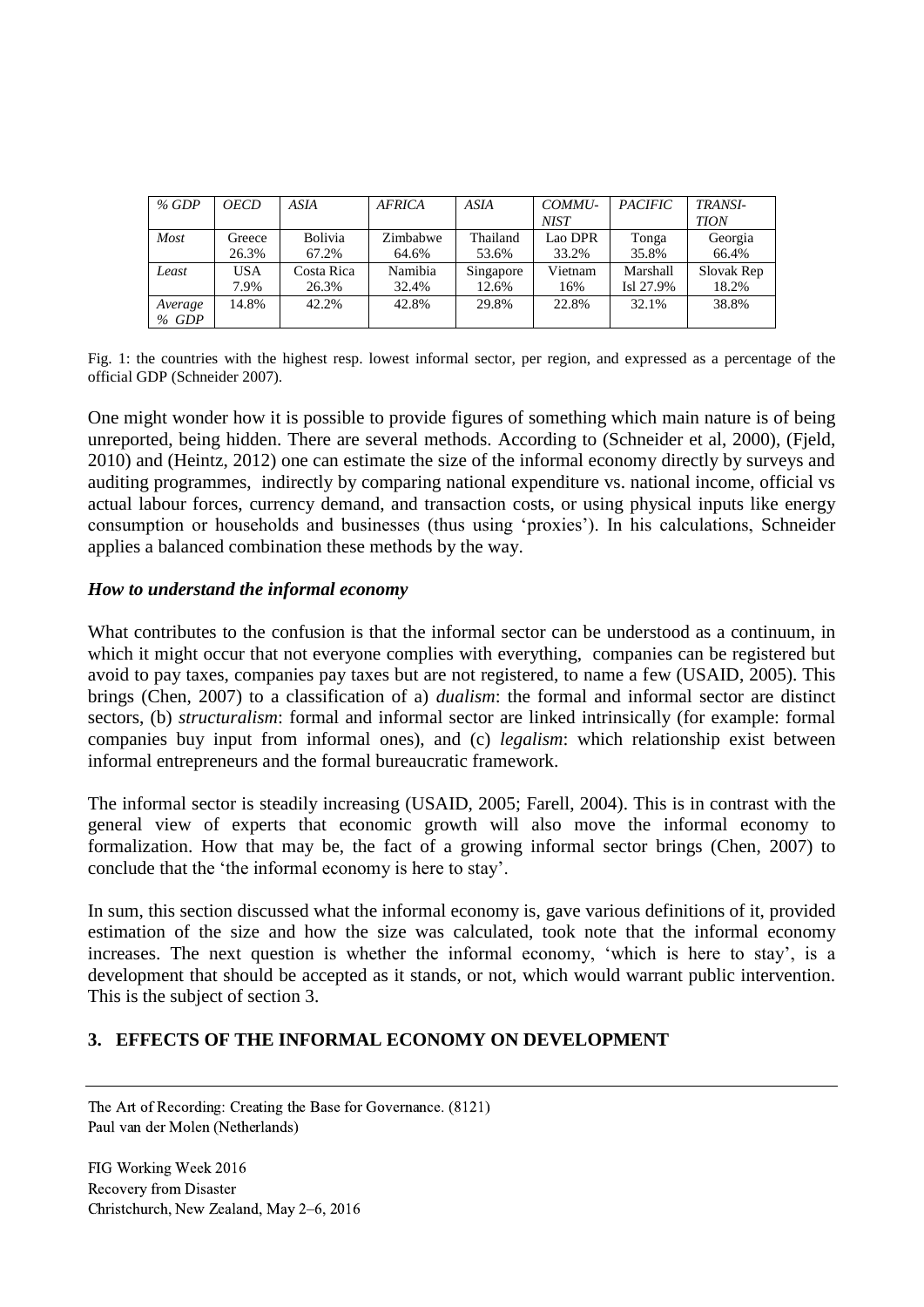| *% GDP* | *OECD* | *ASIA* | *AFRICA* | *ASIA* | *COMMU-NIST* | *PACIFIC* | *TRANSI-TION* |
|---|---|---|---|---|---|---|---|
| *Most* | Greece 26.3% | Bolivia 67.2% | Zimbabwe 64.6% | Thailand 53.6% | Lao DPR 33.2% | Tonga 35.8% | Georgia 66.4% |
| *Least* | USA 7.9% | Costa Rica 26.3% | Namibia 32.4% | Singapore 12.6% | Vietnam 16% | Marshall Isl 27.9% | Slovak Rep 18.2% |
| *Average % GDP* | 14.8% | 42.2% | 42.8% | 29.8% | 22.8% | 32.1% | 38.8% |

Fig. 1: the countries with the highest resp. lowest informal sector, per region, and expressed as a percentage of the official GDP (Schneider 2007).

One might wonder how it is possible to provide figures of something which main nature is of being unreported, being hidden. There are several methods. According to (Schneider et al, 2000), (Fjeld, 2010) and (Heintz, 2012) one can estimate the size of the informal economy directly by surveys and auditing programmes, indirectly by comparing national expenditure vs. national income, official vs actual labour forces, currency demand, and transaction costs, or using physical inputs like energy consumption or households and businesses (thus using 'proxies'). In his calculations, Schneider applies a balanced combination these methods by the way.

### *How to understand the informal economy*

What contributes to the confusion is that the informal sector can be understood as a continuum, in which it might occur that not everyone complies with everything, companies can be registered but avoid to pay taxes, companies pay taxes but are not registered, to name a few (USAID, 2005). This brings (Chen, 2007) to a classification of a) *dualism*: the formal and informal sector are distinct sectors, (b) *structuralism*: formal and informal sector are linked intrinsically (for example: formal companies buy input from informal ones), and (c) *legalism*: which relationship exist between informal entrepreneurs and the formal bureaucratic framework.

The informal sector is steadily increasing (USAID, 2005; Farell, 2004). This is in contrast with the general view of experts that economic growth will also move the informal economy to formalization. How that may be, the fact of a growing informal sector brings (Chen, 2007) to conclude that the 'the informal economy is here to stay'.

In sum, this section discussed what the informal economy is, gave various definitions of it, provided estimation of the size and how the size was calculated, took note that the informal economy increases. The next question is whether the informal economy, 'which is here to stay', is a development that should be accepted as it stands, or not, which would warrant public intervention. This is the subject of section 3.

## 3. EFFECTS OF THE INFORMAL ECONOMY ON DEVELOPMENT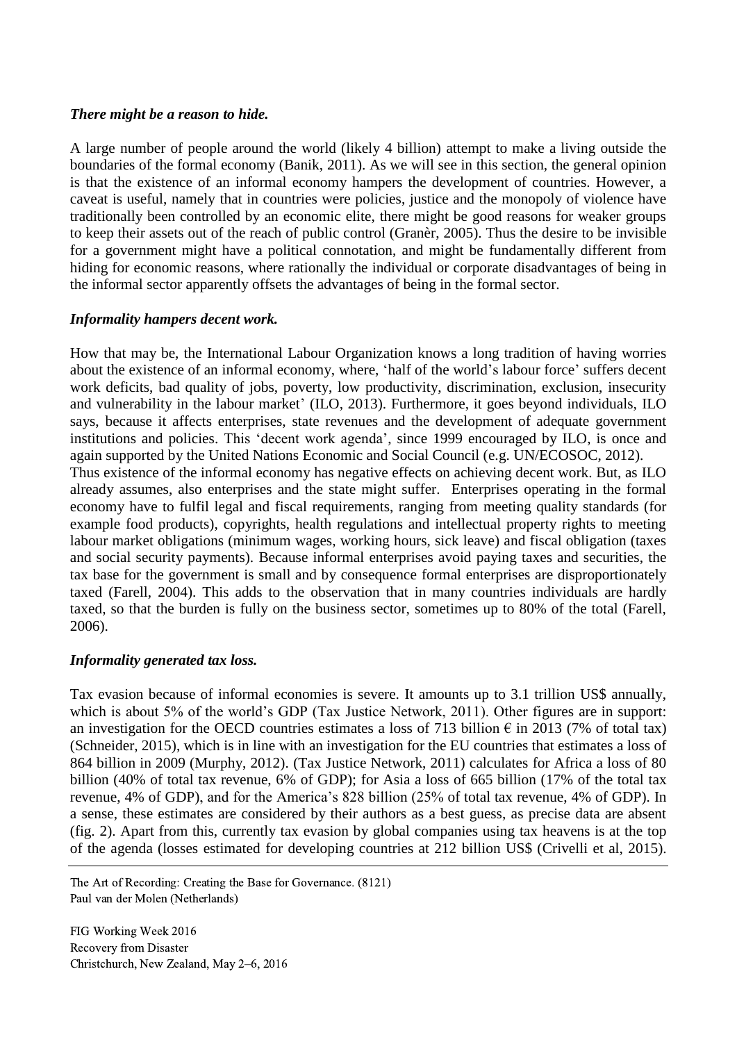### *There might be a reason to hide.*

A large number of people around the world (likely 4 billion) attempt to make a living outside the boundaries of the formal economy (Banik, 2011). As we will see in this section, the general opinion is that the existence of an informal economy hampers the development of countries. However, a caveat is useful, namely that in countries were policies, justice and the monopoly of violence have traditionally been controlled by an economic elite, there might be good reasons for weaker groups to keep their assets out of the reach of public control (Granèr, 2005). Thus the desire to be invisible for a government might have a political connotation, and might be fundamentally different from hiding for economic reasons, where rationally the individual or corporate disadvantages of being in the informal sector apparently offsets the advantages of being in the formal sector.

### *Informality hampers decent work.*

How that may be, the International Labour Organization knows a long tradition of having worries about the existence of an informal economy, where, 'half of the world's labour force' suffers decent work deficits, bad quality of jobs, poverty, low productivity, discrimination, exclusion, insecurity and vulnerability in the labour market' (ILO, 2013). Furthermore, it goes beyond individuals, ILO says, because it affects enterprises, state revenues and the development of adequate government institutions and policies. This 'decent work agenda', since 1999 encouraged by ILO, is once and again supported by the United Nations Economic and Social Council (e.g. UN/ECOSOC, 2012).
Thus existence of the informal economy has negative effects on achieving decent work. But, as ILO already assumes, also enterprises and the state might suffer. Enterprises operating in the formal economy have to fulfil legal and fiscal requirements, ranging from meeting quality standards (for example food products), copyrights, health regulations and intellectual property rights to meeting labour market obligations (minimum wages, working hours, sick leave) and fiscal obligation (taxes and social security payments). Because informal enterprises avoid paying taxes and securities, the tax base for the government is small and by consequence formal enterprises are disproportionately taxed (Farell, 2004). This adds to the observation that in many countries individuals are hardly taxed, so that the burden is fully on the business sector, sometimes up to 80% of the total (Farell, 2006).

### *Informality generated tax loss.*

Tax evasion because of informal economies is severe. It amounts up to 3.1 trillion US$ annually, which is about 5% of the world's GDP (Tax Justice Network, 2011). Other figures are in support: an investigation for the OECD countries estimates a loss of 713 billion € in 2013 (7% of total tax) (Schneider, 2015), which is in line with an investigation for the EU countries that estimates a loss of 864 billion in 2009 (Murphy, 2012). (Tax Justice Network, 2011) calculates for Africa a loss of 80 billion (40% of total tax revenue, 6% of GDP); for Asia a loss of 665 billion (17% of the total tax revenue, 4% of GDP), and for the America's 828 billion (25% of total tax revenue, 4% of GDP). In a sense, these estimates are considered by their authors as a best guess, as precise data are absent (fig. 2). Apart from this, currently tax evasion by global companies using tax heavens is at the top of the agenda (losses estimated for developing countries at 212 billion US$ (Crivelli et al, 2015).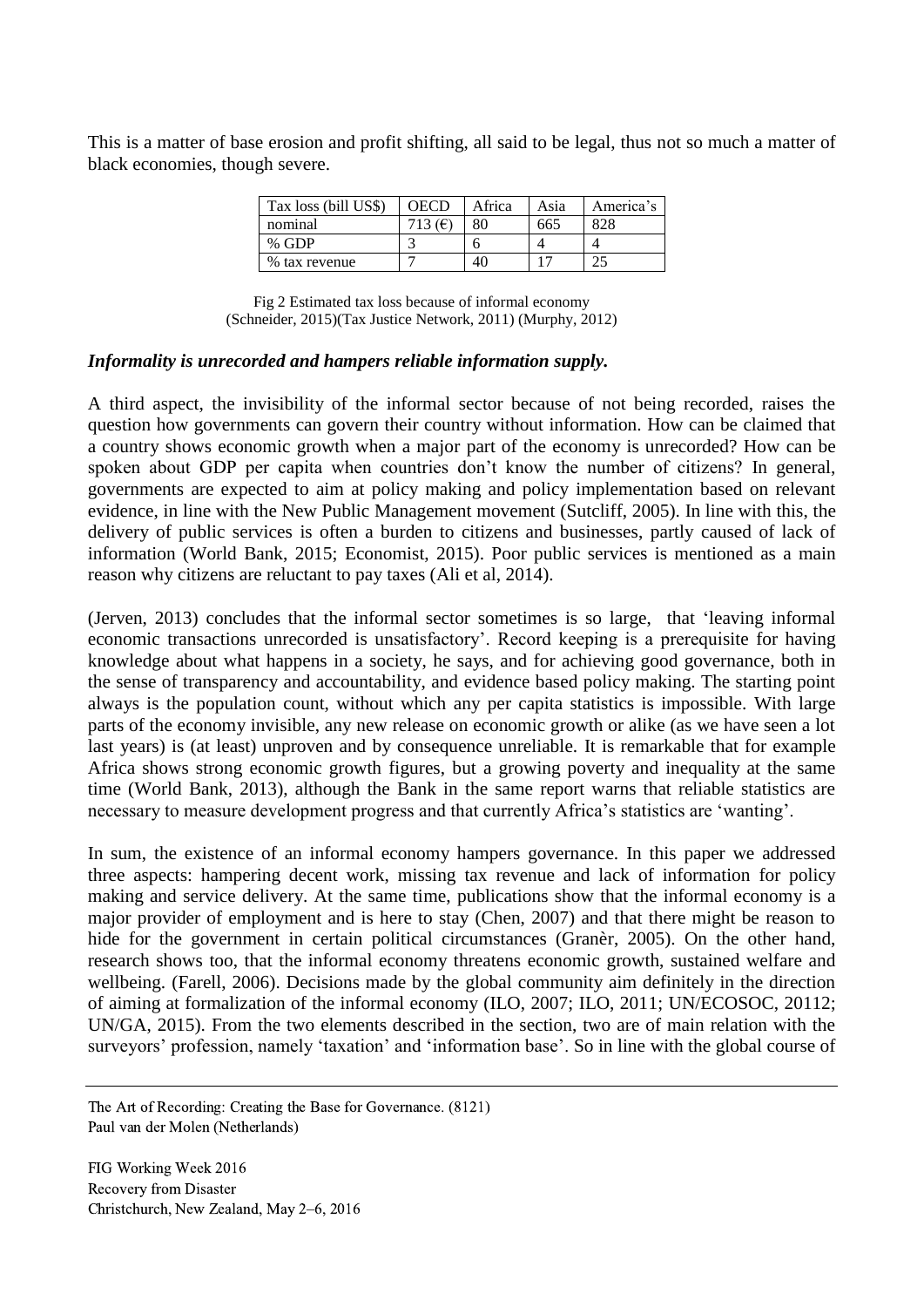This is a matter of base erosion and profit shifting, all said to be legal, thus not so much a matter of black economies, though severe.

| Tax loss (bill US$) | OECD | Africa | Asia | America's |
|---|---|---|---|---|
| nominal | 713 (€) | 80 | 665 | 828 |
| % GDP | 3 | 6 | 4 | 4 |
| % tax revenue | 7 | 40 | 17 | 25 |

Fig 2 Estimated tax loss because of informal economy (Schneider, 2015)(Tax Justice Network, 2011) (Murphy, 2012)

***Informality is unrecorded and hampers reliable information supply.***

A third aspect, the invisibility of the informal sector because of not being recorded, raises the question how governments can govern their country without information. How can be claimed that a country shows economic growth when a major part of the economy is unrecorded? How can be spoken about GDP per capita when countries don't know the number of citizens? In general, governments are expected to aim at policy making and policy implementation based on relevant evidence, in line with the New Public Management movement (Sutcliff, 2005). In line with this, the delivery of public services is often a burden to citizens and businesses, partly caused of lack of information (World Bank, 2015; Economist, 2015). Poor public services is mentioned as a main reason why citizens are reluctant to pay taxes (Ali et al, 2014).

(Jerven, 2013) concludes that the informal sector sometimes is so large, that 'leaving informal economic transactions unrecorded is unsatisfactory'. Record keeping is a prerequisite for having knowledge about what happens in a society, he says, and for achieving good governance, both in the sense of transparency and accountability, and evidence based policy making. The starting point always is the population count, without which any per capita statistics is impossible. With large parts of the economy invisible, any new release on economic growth or alike (as we have seen a lot last years) is (at least) unproven and by consequence unreliable. It is remarkable that for example Africa shows strong economic growth figures, but a growing poverty and inequality at the same time (World Bank, 2013), although the Bank in the same report warns that reliable statistics are necessary to measure development progress and that currently Africa's statistics are 'wanting'.

In sum, the existence of an informal economy hampers governance. In this paper we addressed three aspects: hampering decent work, missing tax revenue and lack of information for policy making and service delivery. At the same time, publications show that the informal economy is a major provider of employment and is here to stay (Chen, 2007) and that there might be reason to hide for the government in certain political circumstances (Granèr, 2005). On the other hand, research shows too, that the informal economy threatens economic growth, sustained welfare and wellbeing. (Farell, 2006). Decisions made by the global community aim definitely in the direction of aiming at formalization of the informal economy (ILO, 2007; ILO, 2011; UN/ECOSOC, 20112; UN/GA, 2015). From the two elements described in the section, two are of main relation with the surveyors' profession, namely 'taxation' and 'information base'. So in line with the global course of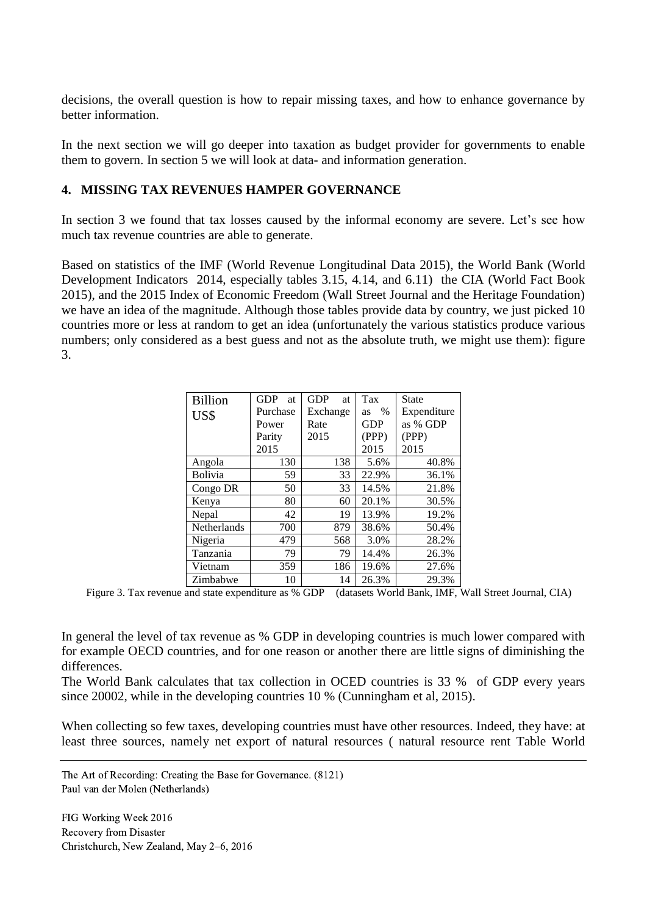decisions, the overall question is how to repair missing taxes, and how to enhance governance by better information.

In the next section we will go deeper into taxation as budget provider for governments to enable them to govern. In section 5 we will look at data- and information generation.

## 4. MISSING TAX REVENUES HAMPER GOVERNANCE

In section 3 we found that tax losses caused by the informal economy are severe. Let's see how much tax revenue countries are able to generate.

Based on statistics of the IMF (World Revenue Longitudinal Data 2015), the World Bank (World Development Indicators 2014, especially tables 3.15, 4.14, and 6.11) the CIA (World Fact Book 2015), and the 2015 Index of Economic Freedom (Wall Street Journal and the Heritage Foundation) we have an idea of the magnitude. Although those tables provide data by country, we just picked 10 countries more or less at random to get an idea (unfortunately the various statistics produce various numbers; only considered as a best guess and not as the absolute truth, we might use them): figure 3.

| Billion US$ | GDP at Purchase Power Parity 2015 | GDP at Exchange Rate 2015 | Tax as % GDP (PPP) 2015 | State Expenditure as % GDP (PPP) 2015 |
|---|---|---|---|---|
| Angola | 130 | 138 | 5.6% | 40.8% |
| Bolivia | 59 | 33 | 22.9% | 36.1% |
| Congo DR | 50 | 33 | 14.5% | 21.8% |
| Kenya | 80 | 60 | 20.1% | 30.5% |
| Nepal | 42 | 19 | 13.9% | 19.2% |
| Netherlands | 700 | 879 | 38.6% | 50.4% |
| Nigeria | 479 | 568 | 3.0% | 28.2% |
| Tanzania | 79 | 79 | 14.4% | 26.3% |
| Vietnam | 359 | 186 | 19.6% | 27.6% |
| Zimbabwe | 10 | 14 | 26.3% | 29.3% |

Figure 3. Tax revenue and state expenditure as % GDP (datasets World Bank, IMF, Wall Street Journal, CIA)

In general the level of tax revenue as % GDP in developing countries is much lower compared with for example OECD countries, and for one reason or another there are little signs of diminishing the differences.

The World Bank calculates that tax collection in OCED countries is 33 % of GDP every years since 20002, while in the developing countries 10 % (Cunningham et al, 2015).

When collecting so few taxes, developing countries must have other resources. Indeed, they have: at least three sources, namely net export of natural resources ( natural resource rent Table World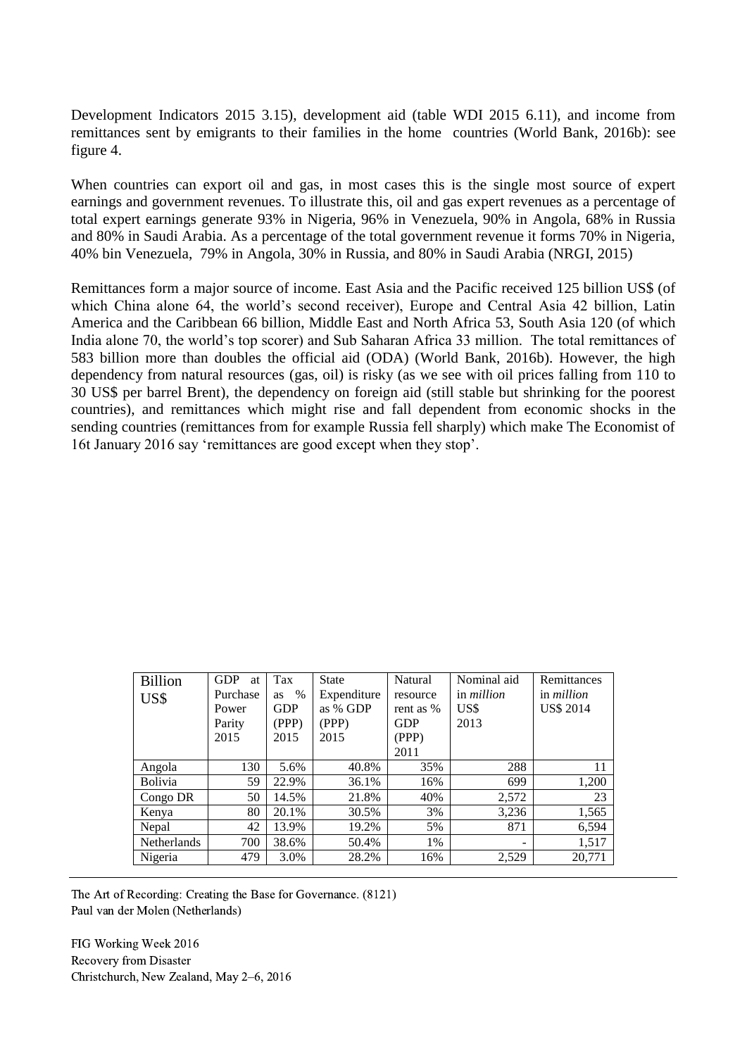Development Indicators 2015 3.15), development aid (table WDI 2015 6.11), and income from remittances sent by emigrants to their families in the home countries (World Bank, 2016b): see figure 4.

When countries can export oil and gas, in most cases this is the single most source of expert earnings and government revenues. To illustrate this, oil and gas expert revenues as a percentage of total expert earnings generate 93% in Nigeria, 96% in Venezuela, 90% in Angola, 68% in Russia and 80% in Saudi Arabia. As a percentage of the total government revenue it forms 70% in Nigeria, 40% bin Venezuela, 79% in Angola, 30% in Russia, and 80% in Saudi Arabia (NRGI, 2015)

Remittances form a major source of income. East Asia and the Pacific received 125 billion US$ (of which China alone 64, the world's second receiver), Europe and Central Asia 42 billion, Latin America and the Caribbean 66 billion, Middle East and North Africa 53, South Asia 120 (of which India alone 70, the world's top scorer) and Sub Saharan Africa 33 million. The total remittances of 583 billion more than doubles the official aid (ODA) (World Bank, 2016b). However, the high dependency from natural resources (gas, oil) is risky (as we see with oil prices falling from 110 to 30 US$ per barrel Brent), the dependency on foreign aid (still stable but shrinking for the poorest countries), and remittances which might rise and fall dependent from economic shocks in the sending countries (remittances from for example Russia fell sharply) which make The Economist of 16t January 2016 say 'remittances are good except when they stop'.

| Billion US$ | GDP at Purchase Power Parity 2015 | Tax as % GDP (PPP) 2015 | State Expenditure as % GDP (PPP) 2015 | Natural resource rent as % GDP (PPP) 2011 | Nominal aid in *million* US$ 2013 | Remittances in *million* US$ 2014 |
|---|---|---|---|---|---|---|
| Angola | 130 | 5.6% | 40.8% | 35% | 288 | 11 |
| Bolivia | 59 | 22.9% | 36.1% | 16% | 699 | 1,200 |
| Congo DR | 50 | 14.5% | 21.8% | 40% | 2,572 | 23 |
| Kenya | 80 | 20.1% | 30.5% | 3% | 3,236 | 1,565 |
| Nepal | 42 | 13.9% | 19.2% | 5% | 871 | 6,594 |
| Netherlands | 700 | 38.6% | 50.4% | 1% | - | 1,517 |
| Nigeria | 479 | 3.0% | 28.2% | 16% | 2,529 | 20,771 |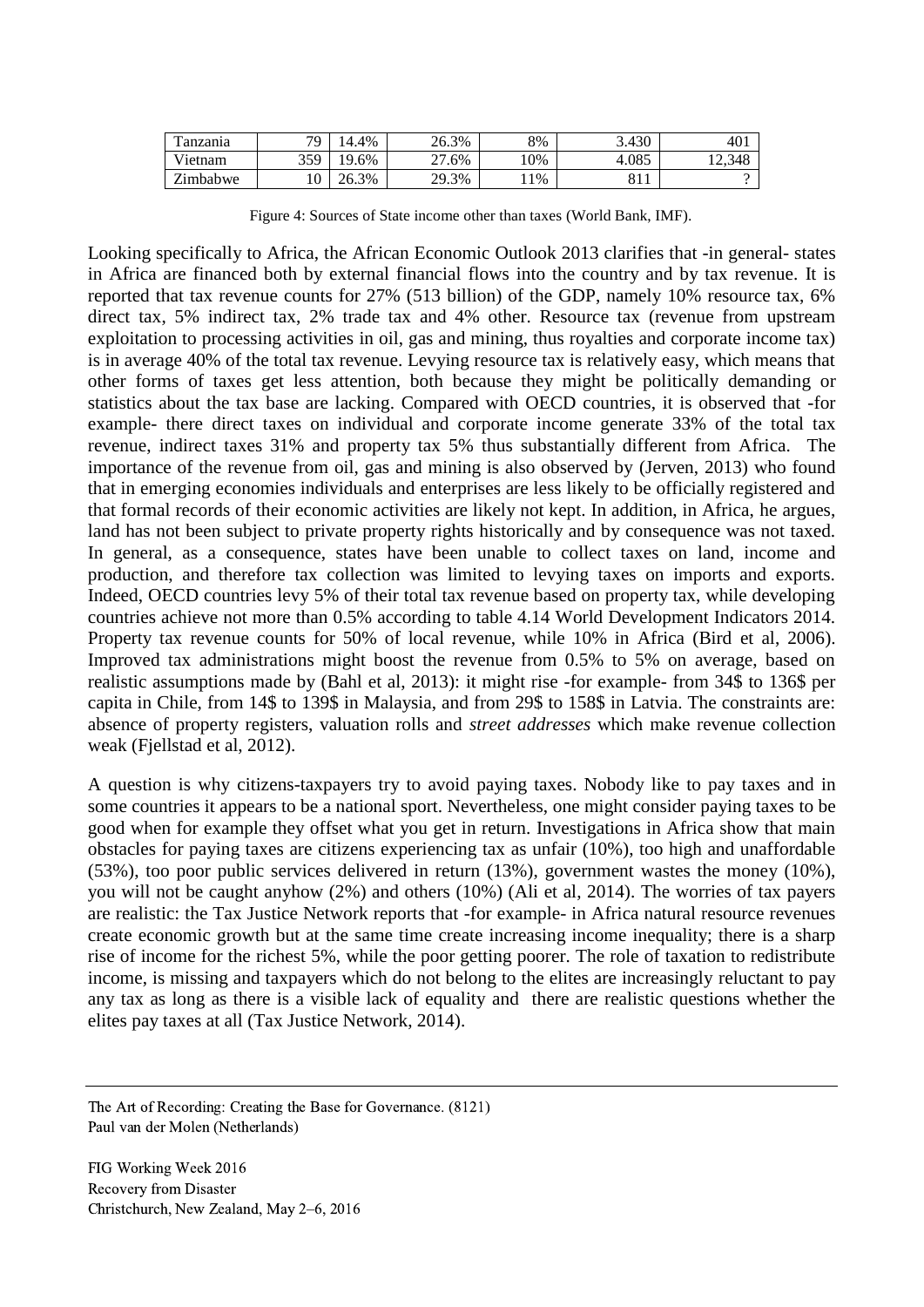| Tanzania | 79 | 14.4% | 26.3% | 8% | 3.430 | 401 |
|---|---|---|---|---|---|---|
| Vietnam | 359 | 19.6% | 27.6% | 10% | 4.085 | 12,348 |
| Zimbabwe | 10 | 26.3% | 29.3% | 11% | 811 | ? |

Figure 4: Sources of State income other than taxes (World Bank, IMF).

Looking specifically to Africa, the African Economic Outlook 2013 clarifies that -in general- states in Africa are financed both by external financial flows into the country and by tax revenue. It is reported that tax revenue counts for 27% (513 billion) of the GDP, namely 10% resource tax, 6% direct tax, 5% indirect tax, 2% trade tax and 4% other. Resource tax (revenue from upstream exploitation to processing activities in oil, gas and mining, thus royalties and corporate income tax) is in average 40% of the total tax revenue. Levying resource tax is relatively easy, which means that other forms of taxes get less attention, both because they might be politically demanding or statistics about the tax base are lacking. Compared with OECD countries, it is observed that -for example- there direct taxes on individual and corporate income generate 33% of the total tax revenue, indirect taxes 31% and property tax 5% thus substantially different from Africa. The importance of the revenue from oil, gas and mining is also observed by (Jerven, 2013) who found that in emerging economies individuals and enterprises are less likely to be officially registered and that formal records of their economic activities are likely not kept. In addition, in Africa, he argues, land has not been subject to private property rights historically and by consequence was not taxed. In general, as a consequence, states have been unable to collect taxes on land, income and production, and therefore tax collection was limited to levying taxes on imports and exports. Indeed, OECD countries levy 5% of their total tax revenue based on property tax, while developing countries achieve not more than 0.5% according to table 4.14 World Development Indicators 2014. Property tax revenue counts for 50% of local revenue, while 10% in Africa (Bird et al, 2006). Improved tax administrations might boost the revenue from 0.5% to 5% on average, based on realistic assumptions made by (Bahl et al, 2013): it might rise -for example- from 34$ to 136$ per capita in Chile, from 14$ to 139$ in Malaysia, and from 29$ to 158$ in Latvia. The constraints are: absence of property registers, valuation rolls and *street addresses* which make revenue collection weak (Fjellstad et al, 2012).

A question is why citizens-taxpayers try to avoid paying taxes. Nobody like to pay taxes and in some countries it appears to be a national sport. Nevertheless, one might consider paying taxes to be good when for example they offset what you get in return. Investigations in Africa show that main obstacles for paying taxes are citizens experiencing tax as unfair (10%), too high and unaffordable (53%), too poor public services delivered in return (13%), government wastes the money (10%), you will not be caught anyhow (2%) and others (10%) (Ali et al, 2014). The worries of tax payers are realistic: the Tax Justice Network reports that -for example- in Africa natural resource revenues create economic growth but at the same time create increasing income inequality; there is a sharp rise of income for the richest 5%, while the poor getting poorer. The role of taxation to redistribute income, is missing and taxpayers which do not belong to the elites are increasingly reluctant to pay any tax as long as there is a visible lack of equality and there are realistic questions whether the elites pay taxes at all (Tax Justice Network, 2014).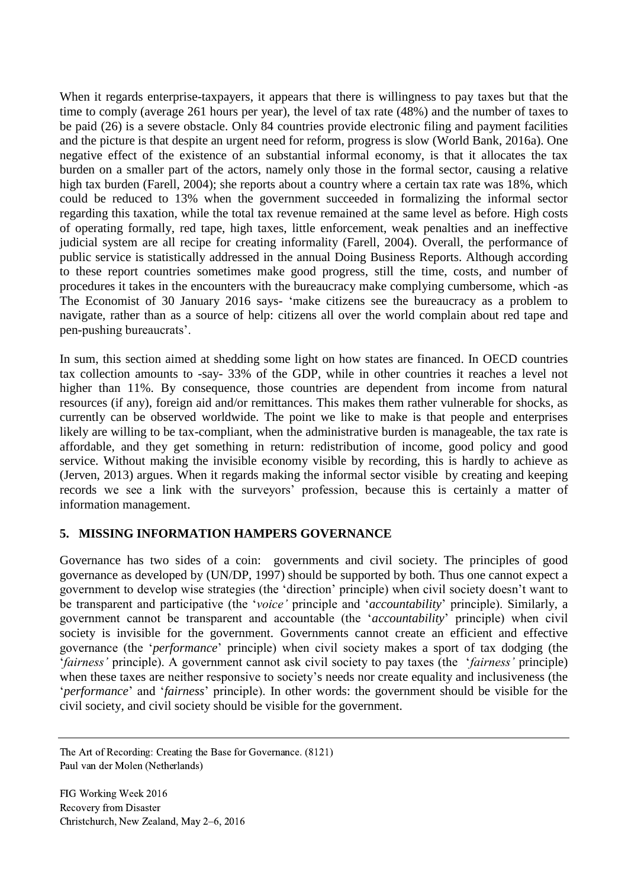When it regards enterprise-taxpayers, it appears that there is willingness to pay taxes but that the time to comply (average 261 hours per year), the level of tax rate (48%) and the number of taxes to be paid (26) is a severe obstacle. Only 84 countries provide electronic filing and payment facilities and the picture is that despite an urgent need for reform, progress is slow (World Bank, 2016a). One negative effect of the existence of an substantial informal economy, is that it allocates the tax burden on a smaller part of the actors, namely only those in the formal sector, causing a relative high tax burden (Farell, 2004); she reports about a country where a certain tax rate was 18%, which could be reduced to 13% when the government succeeded in formalizing the informal sector regarding this taxation, while the total tax revenue remained at the same level as before. High costs of operating formally, red tape, high taxes, little enforcement, weak penalties and an ineffective judicial system are all recipe for creating informality (Farell, 2004). Overall, the performance of public service is statistically addressed in the annual Doing Business Reports. Although according to these report countries sometimes make good progress, still the time, costs, and number of procedures it takes in the encounters with the bureaucracy make complying cumbersome, which -as The Economist of 30 January 2016 says- 'make citizens see the bureaucracy as a problem to navigate, rather than as a source of help: citizens all over the world complain about red tape and pen-pushing bureaucrats'.

In sum, this section aimed at shedding some light on how states are financed. In OECD countries tax collection amounts to -say- 33% of the GDP, while in other countries it reaches a level not higher than 11%. By consequence, those countries are dependent from income from natural resources (if any), foreign aid and/or remittances. This makes them rather vulnerable for shocks, as currently can be observed worldwide. The point we like to make is that people and enterprises likely are willing to be tax-compliant, when the administrative burden is manageable, the tax rate is affordable, and they get something in return: redistribution of income, good policy and good service. Without making the invisible economy visible by recording, this is hardly to achieve as (Jerven, 2013) argues. When it regards making the informal sector visible by creating and keeping records we see a link with the surveyors' profession, because this is certainly a matter of information management.

## 5. MISSING INFORMATION HAMPERS GOVERNANCE

Governance has two sides of a coin: governments and civil society. The principles of good governance as developed by (UN/DP, 1997) should be supported by both. Thus one cannot expect a government to develop wise strategies (the 'direction' principle) when civil society doesn't want to be transparent and participative (the '*voice'* principle and '*accountability*' principle). Similarly, a government cannot be transparent and accountable (the '*accountability*' principle) when civil society is invisible for the government. Governments cannot create an efficient and effective governance (the '*performance*' principle) when civil society makes a sport of tax dodging (the '*fairness'* principle). A government cannot ask civil society to pay taxes (the '*fairness'* principle) when these taxes are neither responsive to society's needs nor create equality and inclusiveness (the '*performance*' and '*fairness*' principle). In other words: the government should be visible for the civil society, and civil society should be visible for the government.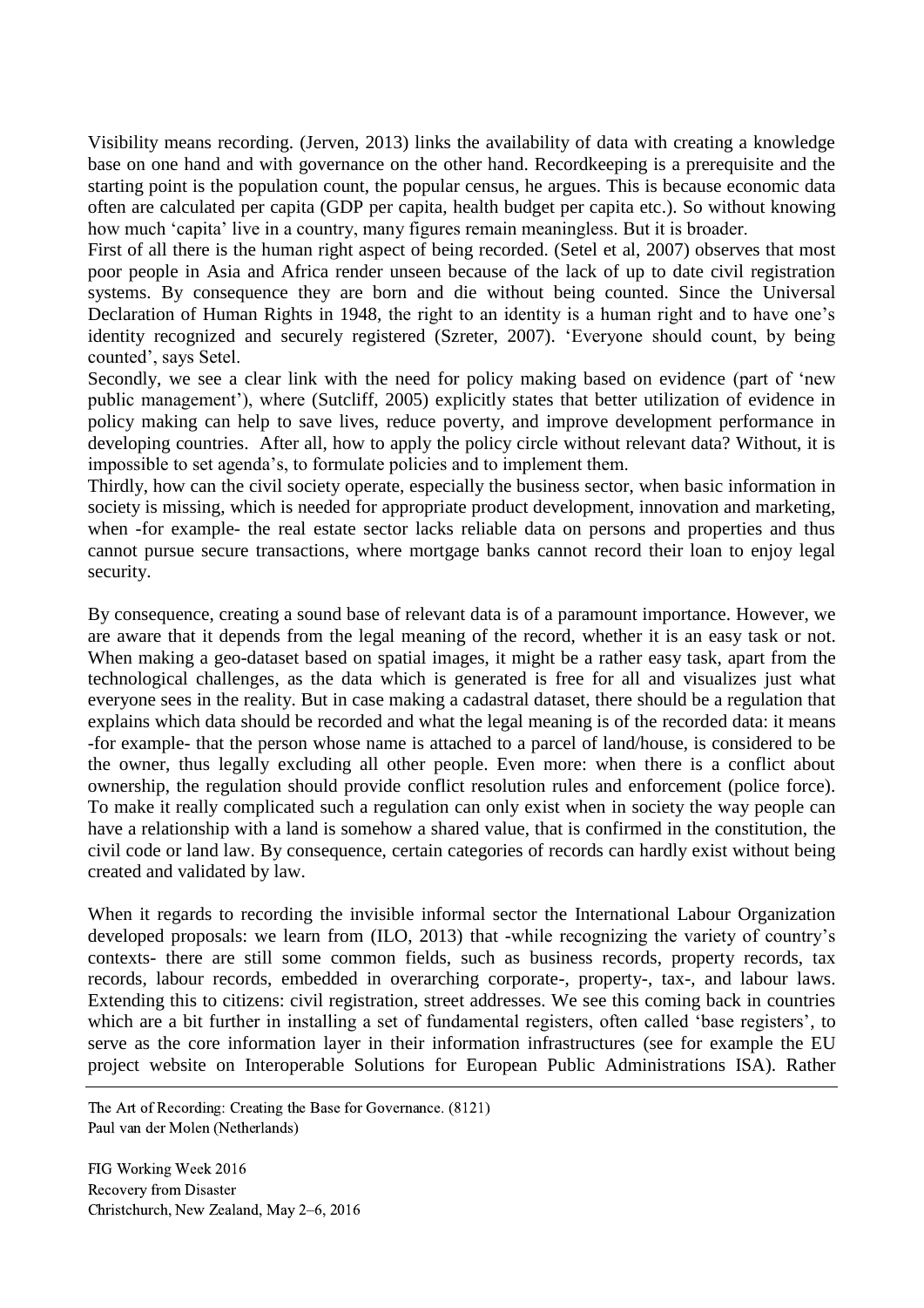Visibility means recording. (Jerven, 2013) links the availability of data with creating a knowledge base on one hand and with governance on the other hand. Recordkeeping is a prerequisite and the starting point is the population count, the popular census, he argues. This is because economic data often are calculated per capita (GDP per capita, health budget per capita etc.). So without knowing how much 'capita' live in a country, many figures remain meaningless. But it is broader.

First of all there is the human right aspect of being recorded. (Setel et al, 2007) observes that most poor people in Asia and Africa render unseen because of the lack of up to date civil registration systems. By consequence they are born and die without being counted. Since the Universal Declaration of Human Rights in 1948, the right to an identity is a human right and to have one's identity recognized and securely registered (Szreter, 2007). 'Everyone should count, by being counted', says Setel.

Secondly, we see a clear link with the need for policy making based on evidence (part of 'new public management'), where (Sutcliff, 2005) explicitly states that better utilization of evidence in policy making can help to save lives, reduce poverty, and improve development performance in developing countries. After all, how to apply the policy circle without relevant data? Without, it is impossible to set agenda's, to formulate policies and to implement them.

Thirdly, how can the civil society operate, especially the business sector, when basic information in society is missing, which is needed for appropriate product development, innovation and marketing, when -for example- the real estate sector lacks reliable data on persons and properties and thus cannot pursue secure transactions, where mortgage banks cannot record their loan to enjoy legal security.

By consequence, creating a sound base of relevant data is of a paramount importance. However, we are aware that it depends from the legal meaning of the record, whether it is an easy task or not. When making a geo-dataset based on spatial images, it might be a rather easy task, apart from the technological challenges, as the data which is generated is free for all and visualizes just what everyone sees in the reality. But in case making a cadastral dataset, there should be a regulation that explains which data should be recorded and what the legal meaning is of the recorded data: it means -for example- that the person whose name is attached to a parcel of land/house, is considered to be the owner, thus legally excluding all other people. Even more: when there is a conflict about ownership, the regulation should provide conflict resolution rules and enforcement (police force). To make it really complicated such a regulation can only exist when in society the way people can have a relationship with a land is somehow a shared value, that is confirmed in the constitution, the civil code or land law. By consequence, certain categories of records can hardly exist without being created and validated by law.

When it regards to recording the invisible informal sector the International Labour Organization developed proposals: we learn from (ILO, 2013) that -while recognizing the variety of country's contexts- there are still some common fields, such as business records, property records, tax records, labour records, embedded in overarching corporate-, property-, tax-, and labour laws. Extending this to citizens: civil registration, street addresses. We see this coming back in countries which are a bit further in installing a set of fundamental registers, often called 'base registers', to serve as the core information layer in their information infrastructures (see for example the EU project website on Interoperable Solutions for European Public Administrations ISA). Rather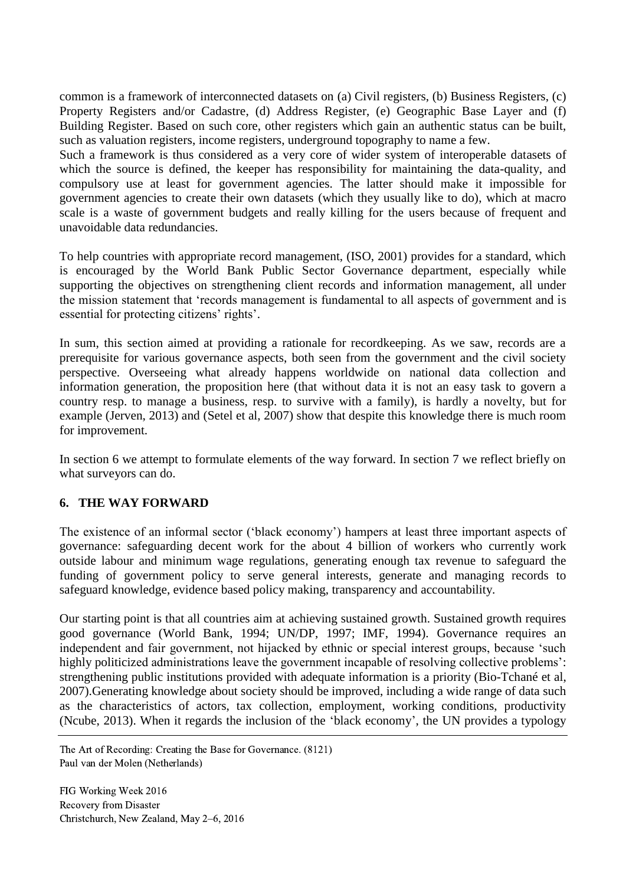common is a framework of interconnected datasets on (a) Civil registers, (b) Business Registers, (c) Property Registers and/or Cadastre, (d) Address Register, (e) Geographic Base Layer and (f) Building Register. Based on such core, other registers which gain an authentic status can be built, such as valuation registers, income registers, underground topography to name a few.
Such a framework is thus considered as a very core of wider system of interoperable datasets of which the source is defined, the keeper has responsibility for maintaining the data-quality, and compulsory use at least for government agencies. The latter should make it impossible for government agencies to create their own datasets (which they usually like to do), which at macro scale is a waste of government budgets and really killing for the users because of frequent and unavoidable data redundancies.

To help countries with appropriate record management, (ISO, 2001) provides for a standard, which is encouraged by the World Bank Public Sector Governance department, especially while supporting the objectives on strengthening client records and information management, all under the mission statement that 'records management is fundamental to all aspects of government and is essential for protecting citizens' rights'.

In sum, this section aimed at providing a rationale for recordkeeping. As we saw, records are a prerequisite for various governance aspects, both seen from the government and the civil society perspective. Overseeing what already happens worldwide on national data collection and information generation, the proposition here (that without data it is not an easy task to govern a country resp. to manage a business, resp. to survive with a family), is hardly a novelty, but for example (Jerven, 2013) and (Setel et al, 2007) show that despite this knowledge there is much room for improvement.

In section 6 we attempt to formulate elements of the way forward. In section 7 we reflect briefly on what surveyors can do.

## 6. THE WAY FORWARD

The existence of an informal sector ('black economy') hampers at least three important aspects of governance: safeguarding decent work for the about 4 billion of workers who currently work outside labour and minimum wage regulations, generating enough tax revenue to safeguard the funding of government policy to serve general interests, generate and managing records to safeguard knowledge, evidence based policy making, transparency and accountability.

Our starting point is that all countries aim at achieving sustained growth. Sustained growth requires good governance (World Bank, 1994; UN/DP, 1997; IMF, 1994). Governance requires an independent and fair government, not hijacked by ethnic or special interest groups, because 'such highly politicized administrations leave the government incapable of resolving collective problems': strengthening public institutions provided with adequate information is a priority (Bio-Tchané et al, 2007).Generating knowledge about society should be improved, including a wide range of data such as the characteristics of actors, tax collection, employment, working conditions, productivity (Ncube, 2013). When it regards the inclusion of the 'black economy', the UN provides a typology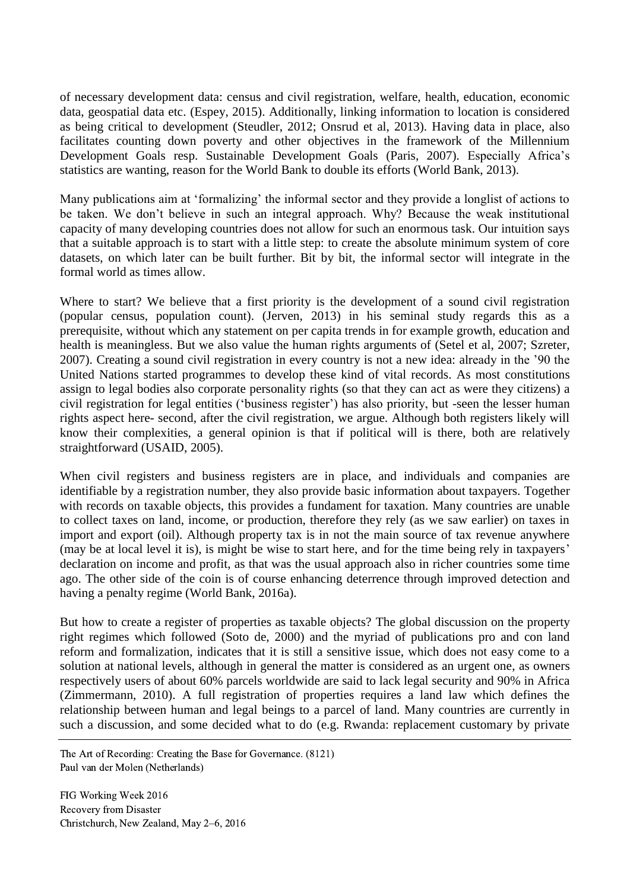of necessary development data: census and civil registration, welfare, health, education, economic data, geospatial data etc. (Espey, 2015). Additionally, linking information to location is considered as being critical to development (Steudler, 2012; Onsrud et al, 2013). Having data in place, also facilitates counting down poverty and other objectives in the framework of the Millennium Development Goals resp. Sustainable Development Goals (Paris, 2007). Especially Africa's statistics are wanting, reason for the World Bank to double its efforts (World Bank, 2013).

Many publications aim at 'formalizing' the informal sector and they provide a longlist of actions to be taken. We don't believe in such an integral approach. Why? Because the weak institutional capacity of many developing countries does not allow for such an enormous task. Our intuition says that a suitable approach is to start with a little step: to create the absolute minimum system of core datasets, on which later can be built further. Bit by bit, the informal sector will integrate in the formal world as times allow.

Where to start? We believe that a first priority is the development of a sound civil registration (popular census, population count). (Jerven, 2013) in his seminal study regards this as a prerequisite, without which any statement on per capita trends in for example growth, education and health is meaningless. But we also value the human rights arguments of (Setel et al, 2007; Szreter, 2007). Creating a sound civil registration in every country is not a new idea: already in the '90 the United Nations started programmes to develop these kind of vital records. As most constitutions assign to legal bodies also corporate personality rights (so that they can act as were they citizens) a civil registration for legal entities ('business register') has also priority, but -seen the lesser human rights aspect here- second, after the civil registration, we argue. Although both registers likely will know their complexities, a general opinion is that if political will is there, both are relatively straightforward (USAID, 2005).

When civil registers and business registers are in place, and individuals and companies are identifiable by a registration number, they also provide basic information about taxpayers. Together with records on taxable objects, this provides a fundament for taxation. Many countries are unable to collect taxes on land, income, or production, therefore they rely (as we saw earlier) on taxes in import and export (oil). Although property tax is in not the main source of tax revenue anywhere (may be at local level it is), is might be wise to start here, and for the time being rely in taxpayers' declaration on income and profit, as that was the usual approach also in richer countries some time ago. The other side of the coin is of course enhancing deterrence through improved detection and having a penalty regime (World Bank, 2016a).

But how to create a register of properties as taxable objects? The global discussion on the property right regimes which followed (Soto de, 2000) and the myriad of publications pro and con land reform and formalization, indicates that it is still a sensitive issue, which does not easy come to a solution at national levels, although in general the matter is considered as an urgent one, as owners respectively users of about 60% parcels worldwide are said to lack legal security and 90% in Africa (Zimmermann, 2010). A full registration of properties requires a land law which defines the relationship between human and legal beings to a parcel of land. Many countries are currently in such a discussion, and some decided what to do (e.g. Rwanda: replacement customary by private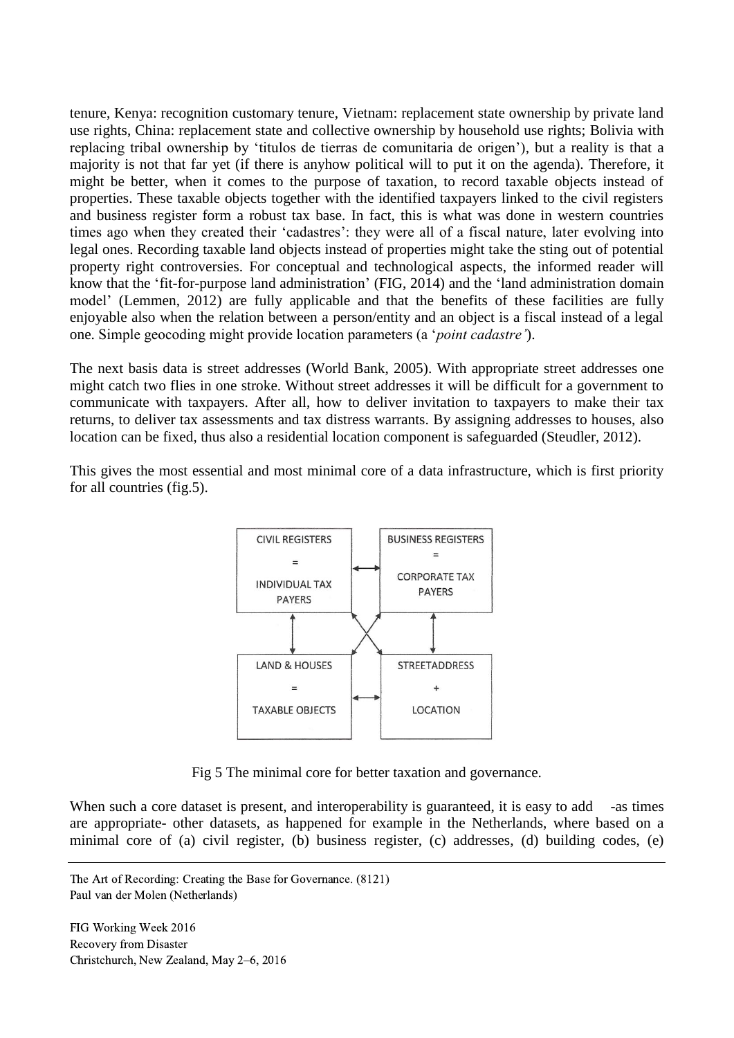tenure, Kenya: recognition customary tenure, Vietnam: replacement state ownership by private land use rights, China: replacement state and collective ownership by household use rights; Bolivia with replacing tribal ownership by 'titulos de tierras de comunitaria de origen'), but a reality is that a majority is not that far yet (if there is anyhow political will to put it on the agenda). Therefore, it might be better, when it comes to the purpose of taxation, to record taxable objects instead of properties. These taxable objects together with the identified taxpayers linked to the civil registers and business register form a robust tax base. In fact, this is what was done in western countries times ago when they created their 'cadastres': they were all of a fiscal nature, later evolving into legal ones. Recording taxable land objects instead of properties might take the sting out of potential property right controversies. For conceptual and technological aspects, the informed reader will know that the 'fit-for-purpose land administration' (FIG, 2014) and the 'land administration domain model' (Lemmen, 2012) are fully applicable and that the benefits of these facilities are fully enjoyable also when the relation between a person/entity and an object is a fiscal instead of a legal one. Simple geocoding might provide location parameters (a '*point cadastre'*).

The next basis data is street addresses (World Bank, 2005). With appropriate street addresses one might catch two flies in one stroke. Without street addresses it will be difficult for a government to communicate with taxpayers. After all, how to deliver invitation to taxpayers to make their tax returns, to deliver tax assessments and tax distress warrants. By assigning addresses to houses, also location can be fixed, thus also a residential location component is safeguarded (Steudler, 2012).

This gives the most essential and most minimal core of a data infrastructure, which is first priority for all countries (fig.5).

| CIVIL REGISTERS = INDIVIDUAL TAX PAYERS | BUSINESS REGISTERS = CORPORATE TAX PAYERS |
| --- | --- |
| LAND & HOUSES = TAXABLE OBJECTS | STREETADDRESS + LOCATION |

Fig 5 The minimal core for better taxation and governance.

When such a core dataset is present, and interoperability is guaranteed, it is easy to add -as times are appropriate- other datasets, as happened for example in the Netherlands, where based on a minimal core of (a) civil register, (b) business register, (c) addresses, (d) building codes, (e)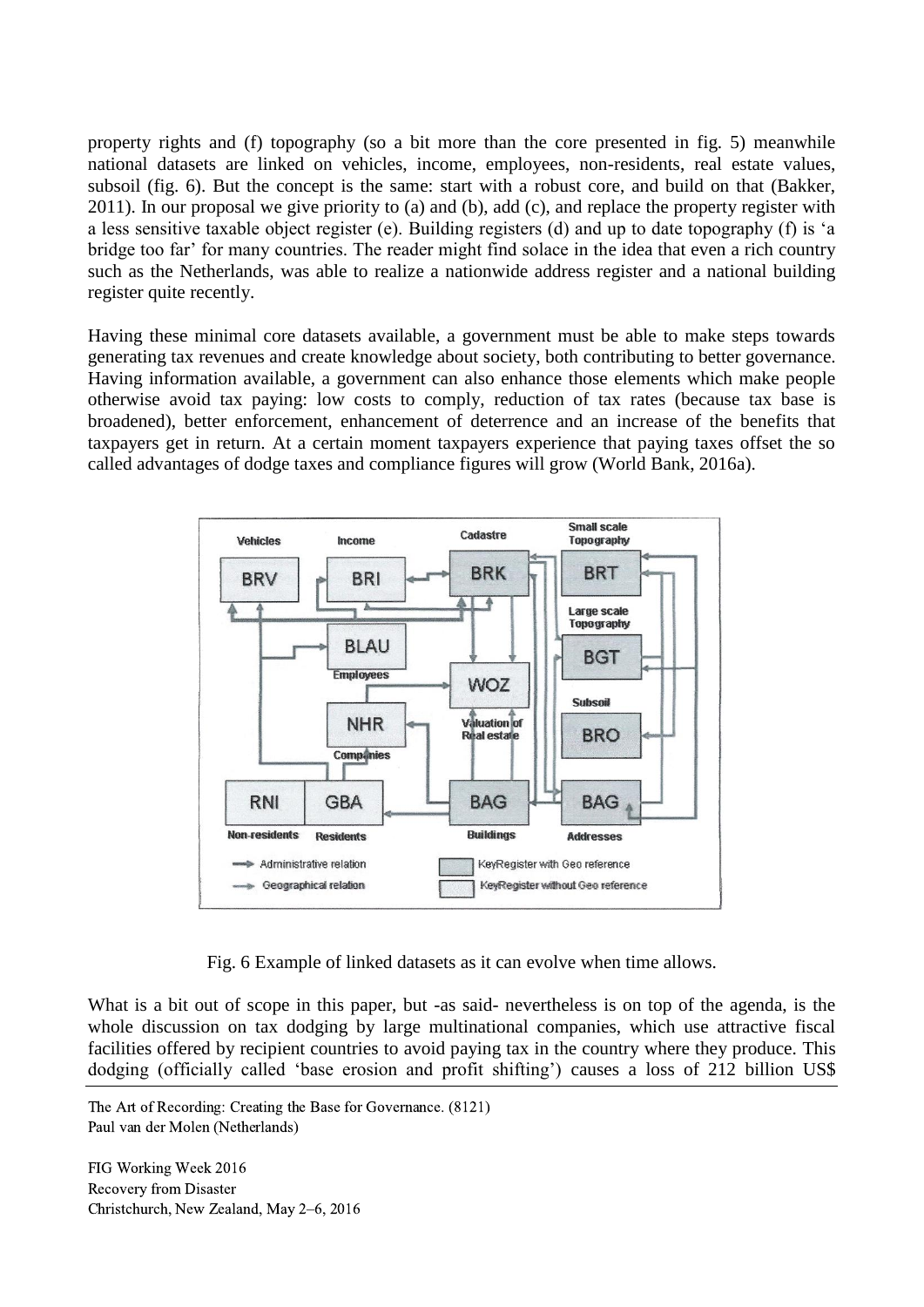property rights and (f) topography (so a bit more than the core presented in fig. 5) meanwhile national datasets are linked on vehicles, income, employees, non-residents, real estate values, subsoil (fig. 6). But the concept is the same: start with a robust core, and build on that (Bakker, 2011). In our proposal we give priority to (a) and (b), add (c), and replace the property register with a less sensitive taxable object register (e). Building registers (d) and up to date topography (f) is 'a bridge too far' for many countries. The reader might find solace in the idea that even a rich country such as the Netherlands, was able to realize a nationwide address register and a national building register quite recently.

Having these minimal core datasets available, a government must be able to make steps towards generating tax revenues and create knowledge about society, both contributing to better governance. Having information available, a government can also enhance those elements which make people otherwise avoid tax paying: low costs to comply, reduction of tax rates (because tax base is broadened), better enforcement, enhancement of deterrence and an increase of the benefits that taxpayers get in return. At a certain moment taxpayers experience that paying taxes offset the so called advantages of dodge taxes and compliance figures will grow (World Bank, 2016a).

Fig. 6 Example of linked datasets as it can evolve when time allows.

What is a bit out of scope in this paper, but -as said- nevertheless is on top of the agenda, is the whole discussion on tax dodging by large multinational companies, which use attractive fiscal facilities offered by recipient countries to avoid paying tax in the country where they produce. This dodging (officially called 'base erosion and profit shifting') causes a loss of 212 billion US$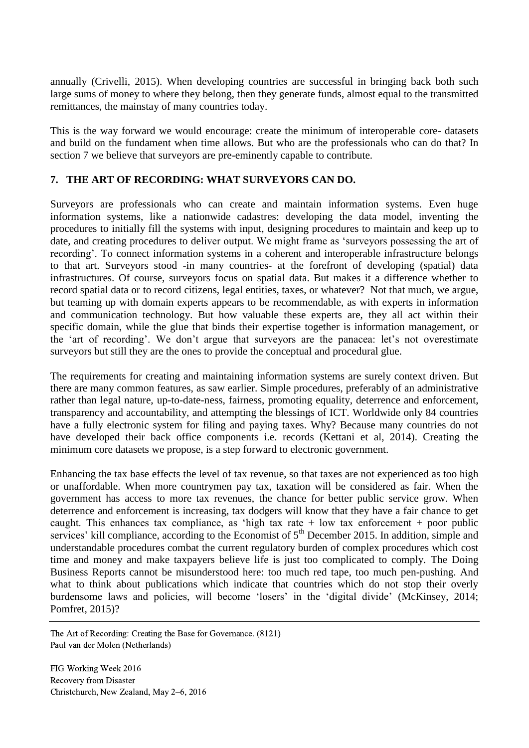annually (Crivelli, 2015). When developing countries are successful in bringing back both such large sums of money to where they belong, then they generate funds, almost equal to the transmitted remittances, the mainstay of many countries today.

This is the way forward we would encourage: create the minimum of interoperable core- datasets and build on the fundament when time allows. But who are the professionals who can do that? In section 7 we believe that surveyors are pre-eminently capable to contribute.

## 7. THE ART OF RECORDING: WHAT SURVEYORS CAN DO.

Surveyors are professionals who can create and maintain information systems. Even huge information systems, like a nationwide cadastres: developing the data model, inventing the procedures to initially fill the systems with input, designing procedures to maintain and keep up to date, and creating procedures to deliver output. We might frame as 'surveyors possessing the art of recording'. To connect information systems in a coherent and interoperable infrastructure belongs to that art. Surveyors stood -in many countries- at the forefront of developing (spatial) data infrastructures. Of course, surveyors focus on spatial data. But makes it a difference whether to record spatial data or to record citizens, legal entities, taxes, or whatever? Not that much, we argue, but teaming up with domain experts appears to be recommendable, as with experts in information and communication technology. But how valuable these experts are, they all act within their specific domain, while the glue that binds their expertise together is information management, or the 'art of recording'. We don't argue that surveyors are the panacea: let's not overestimate surveyors but still they are the ones to provide the conceptual and procedural glue.

The requirements for creating and maintaining information systems are surely context driven. But there are many common features, as saw earlier. Simple procedures, preferably of an administrative rather than legal nature, up-to-date-ness, fairness, promoting equality, deterrence and enforcement, transparency and accountability, and attempting the blessings of ICT. Worldwide only 84 countries have a fully electronic system for filing and paying taxes. Why? Because many countries do not have developed their back office components i.e. records (Kettani et al, 2014). Creating the minimum core datasets we propose, is a step forward to electronic government.

Enhancing the tax base effects the level of tax revenue, so that taxes are not experienced as too high or unaffordable. When more countrymen pay tax, taxation will be considered as fair. When the government has access to more tax revenues, the chance for better public service grow. When deterrence and enforcement is increasing, tax dodgers will know that they have a fair chance to get caught. This enhances tax compliance, as 'high tax rate + low tax enforcement + poor public services' kill compliance, according to the Economist of 5th December 2015. In addition, simple and understandable procedures combat the current regulatory burden of complex procedures which cost time and money and make taxpayers believe life is just too complicated to comply. The Doing Business Reports cannot be misunderstood here: too much red tape, too much pen-pushing. And what to think about publications which indicate that countries which do not stop their overly burdensome laws and policies, will become 'losers' in the 'digital divide' (McKinsey, 2014; Pomfret, 2015)?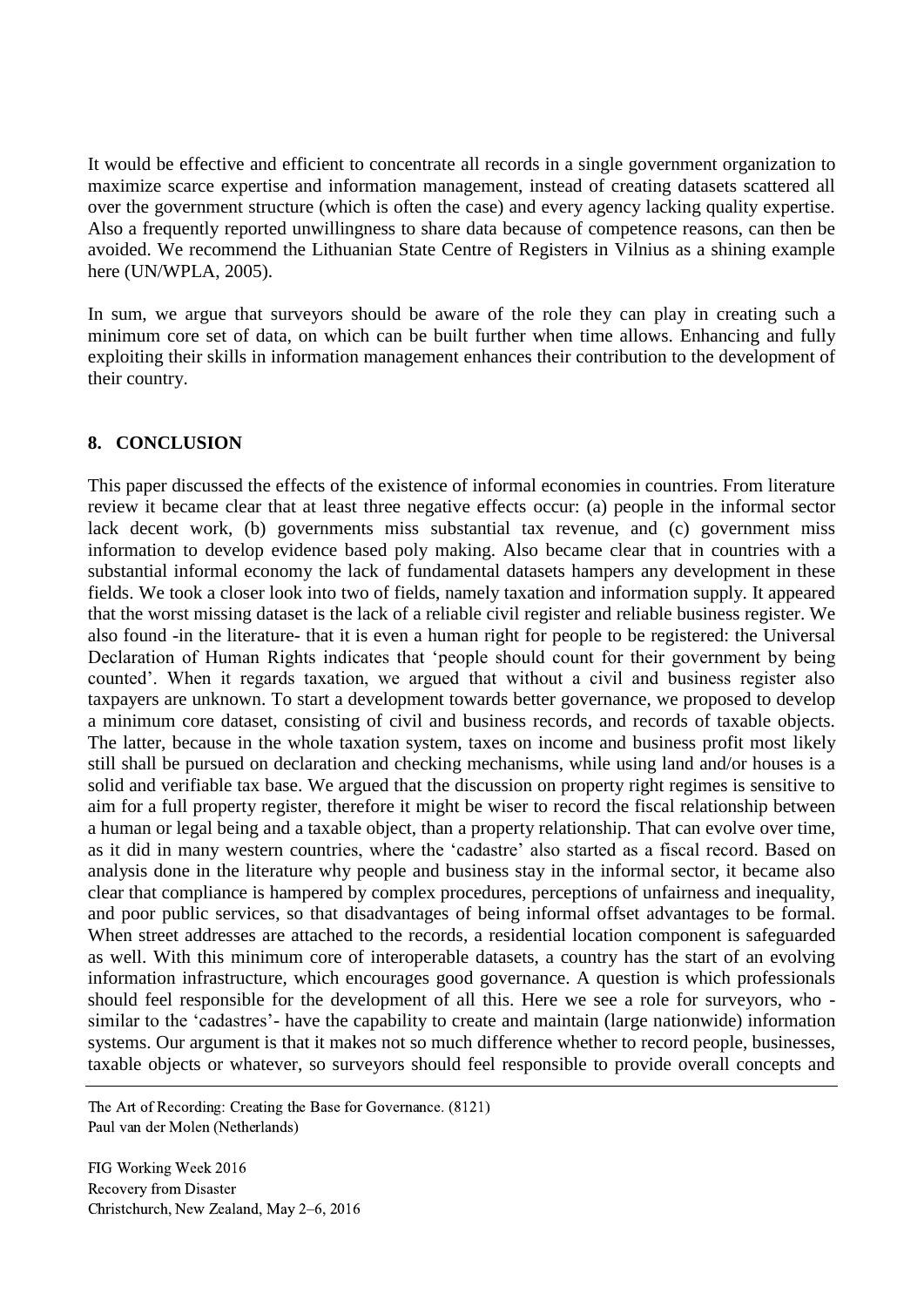It would be effective and efficient to concentrate all records in a single government organization to maximize scarce expertise and information management, instead of creating datasets scattered all over the government structure (which is often the case) and every agency lacking quality expertise. Also a frequently reported unwillingness to share data because of competence reasons, can then be avoided. We recommend the Lithuanian State Centre of Registers in Vilnius as a shining example here (UN/WPLA, 2005).

In sum, we argue that surveyors should be aware of the role they can play in creating such a minimum core set of data, on which can be built further when time allows. Enhancing and fully exploiting their skills in information management enhances their contribution to the development of their country.

## 8. CONCLUSION

This paper discussed the effects of the existence of informal economies in countries. From literature review it became clear that at least three negative effects occur: (a) people in the informal sector lack decent work, (b) governments miss substantial tax revenue, and (c) government miss information to develop evidence based poly making. Also became clear that in countries with a substantial informal economy the lack of fundamental datasets hampers any development in these fields. We took a closer look into two of fields, namely taxation and information supply. It appeared that the worst missing dataset is the lack of a reliable civil register and reliable business register. We also found -in the literature- that it is even a human right for people to be registered: the Universal Declaration of Human Rights indicates that 'people should count for their government by being counted'. When it regards taxation, we argued that without a civil and business register also taxpayers are unknown. To start a development towards better governance, we proposed to develop a minimum core dataset, consisting of civil and business records, and records of taxable objects. The latter, because in the whole taxation system, taxes on income and business profit most likely still shall be pursued on declaration and checking mechanisms, while using land and/or houses is a solid and verifiable tax base. We argued that the discussion on property right regimes is sensitive to aim for a full property register, therefore it might be wiser to record the fiscal relationship between a human or legal being and a taxable object, than a property relationship. That can evolve over time, as it did in many western countries, where the 'cadastre' also started as a fiscal record. Based on analysis done in the literature why people and business stay in the informal sector, it became also clear that compliance is hampered by complex procedures, perceptions of unfairness and inequality, and poor public services, so that disadvantages of being informal offset advantages to be formal. When street addresses are attached to the records, a residential location component is safeguarded as well. With this minimum core of interoperable datasets, a country has the start of an evolving information infrastructure, which encourages good governance. A question is which professionals should feel responsible for the development of all this. Here we see a role for surveyors, who - similar to the 'cadastres'- have the capability to create and maintain (large nationwide) information systems. Our argument is that it makes not so much difference whether to record people, businesses, taxable objects or whatever, so surveyors should feel responsible to provide overall concepts and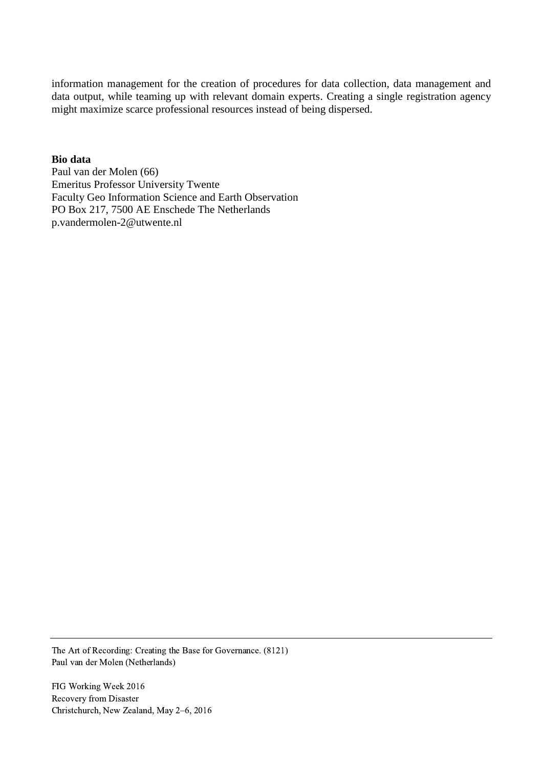information management for the creation of procedures for data collection, data management and data output, while teaming up with relevant domain experts. Creating a single registration agency might maximize scarce professional resources instead of being dispersed.

**Bio data**

Paul van der Molen (66)
Emeritus Professor University Twente
Faculty Geo Information Science and Earth Observation
PO Box 217, 7500 AE Enschede The Netherlands
p.vandermolen-2@utwente.nl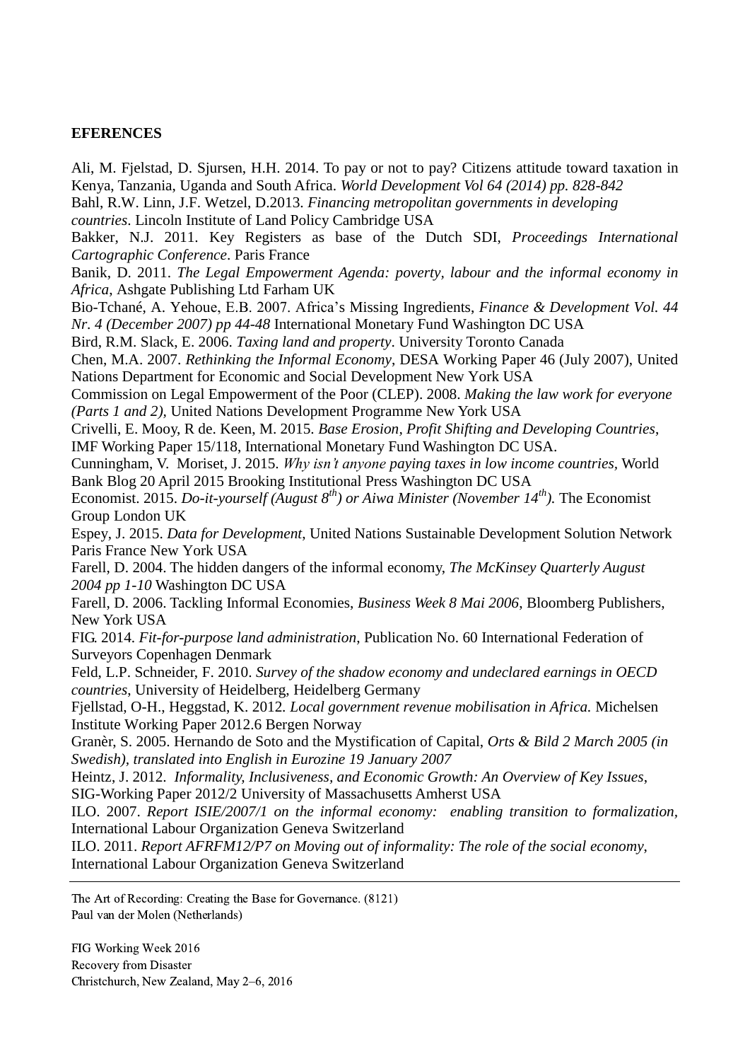**EFERENCES**

Ali, M. Fjelstad, D. Sjursen, H.H. 2014. To pay or not to pay? Citizens attitude toward taxation in Kenya, Tanzania, Uganda and South Africa. *World Development Vol 64 (2014) pp. 828-842*

Bahl, R.W. Linn, J.F. Wetzel, D.2013. *Financing metropolitan governments in developing countries*. Lincoln Institute of Land Policy Cambridge USA

Bakker, N.J. 2011. Key Registers as base of the Dutch SDI, *Proceedings International Cartographic Conference*. Paris France

Banik, D. 2011. *The Legal Empowerment Agenda: poverty, labour and the informal economy in Africa*, Ashgate Publishing Ltd Farham UK

Bio-Tchané, A. Yehoue, E.B. 2007. Africa's Missing Ingredients, *Finance & Development Vol. 44 Nr. 4 (December 2007) pp 44-48* International Monetary Fund Washington DC USA

Bird, R.M. Slack, E. 2006. *Taxing land and property*. University Toronto Canada

Chen, M.A. 2007. *Rethinking the Informal Economy*, DESA Working Paper 46 (July 2007), United Nations Department for Economic and Social Development New York USA

Commission on Legal Empowerment of the Poor (CLEP). 2008. *Making the law work for everyone (Parts 1 and 2),* United Nations Development Programme New York USA

Crivelli, E. Mooy, R de. Keen, M. 2015. *Base Erosion, Profit Shifting and Developing Countries*, IMF Working Paper 15/118, International Monetary Fund Washington DC USA.

Cunningham, V. Moriset, J. 2015. *Why isn't anyone paying taxes in low income countries*, World Bank Blog 20 April 2015 Brooking Institutional Press Washington DC USA

Economist. 2015. *Do-it-yourself (August 8th) or Aiwa Minister (November 14th).* The Economist Group London UK

Espey, J. 2015. *Data for Development,* United Nations Sustainable Development Solution Network Paris France New York USA

Farell, D. 2004. The hidden dangers of the informal economy, *The McKinsey Quarterly August 2004 pp 1-10* Washington DC USA

Farell, D. 2006. Tackling Informal Economies, *Business Week 8 Mai 2006*, Bloomberg Publishers, New York USA

FIG. 2014. *Fit-for-purpose land administration*, Publication No. 60 International Federation of Surveyors Copenhagen Denmark

Feld, L.P. Schneider, F. 2010. *Survey of the shadow economy and undeclared earnings in OECD countries*, University of Heidelberg, Heidelberg Germany

Fjellstad, O-H., Heggstad, K. 2012. *Local government revenue mobilisation in Africa.* Michelsen Institute Working Paper 2012.6 Bergen Norway

Granèr, S. 2005. Hernando de Soto and the Mystification of Capital, *Orts & Bild 2 March 2005 (in Swedish), translated into English in Eurozine 19 January 2007*

Heintz, J. 2012. *Informality, Inclusiveness, and Economic Growth: An Overview of Key Issues*, SIG-Working Paper 2012/2 University of Massachusetts Amherst USA

ILO. 2007. *Report ISIE/2007/1 on the informal economy: enabling transition to formalization,* International Labour Organization Geneva Switzerland

ILO. 2011. *Report AFRFM12/P7 on Moving out of informality: The role of the social economy*, International Labour Organization Geneva Switzerland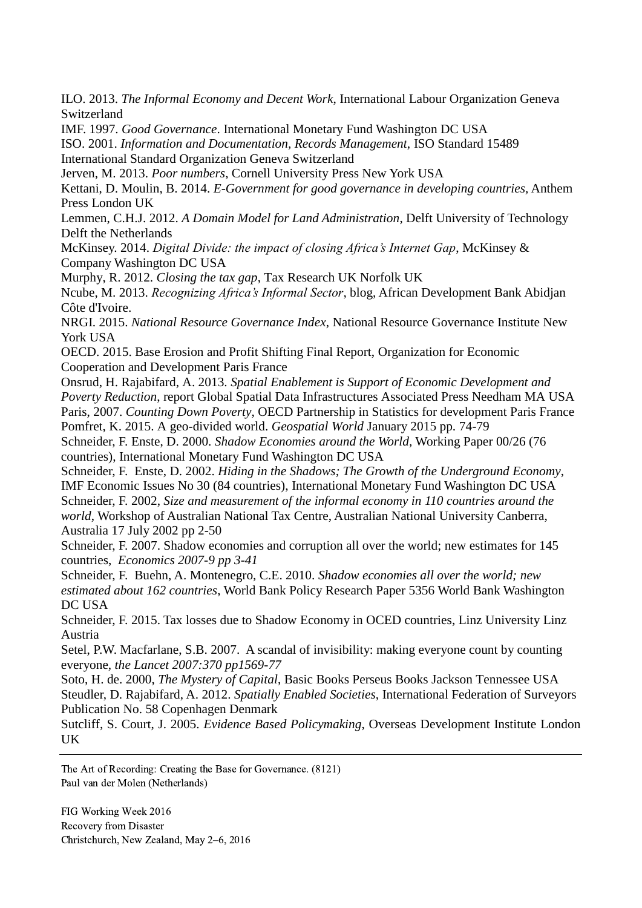ILO. 2013. *The Informal Economy and Decent Work*, International Labour Organization Geneva Switzerland

IMF. 1997. *Good Governance*. International Monetary Fund Washington DC USA

ISO. 2001. *Information and Documentation, Records Management*, ISO Standard 15489 International Standard Organization Geneva Switzerland

Jerven, M. 2013. *Poor numbers*, Cornell University Press New York USA

Kettani, D. Moulin, B. 2014. *E-Government for good governance in developing countries*, Anthem Press London UK

Lemmen, C.H.J. 2012. *A Domain Model for Land Administration*, Delft University of Technology Delft the Netherlands

McKinsey. 2014. *Digital Divide: the impact of closing Africa's Internet Gap*, McKinsey & Company Washington DC USA

Murphy, R. 2012. *Closing the tax gap*, Tax Research UK Norfolk UK

Ncube, M. 2013. *Recognizing Africa's Informal Sector*, blog, African Development Bank Abidjan Côte d'Ivoire.

NRGI. 2015. *National Resource Governance Index*, National Resource Governance Institute New York USA

OECD. 2015. Base Erosion and Profit Shifting Final Report, Organization for Economic Cooperation and Development Paris France

Onsrud, H. Rajabifard, A. 2013. *Spatial Enablement is Support of Economic Development and Poverty Reduction*, report Global Spatial Data Infrastructures Associated Press Needham MA USA

Paris, 2007. *Counting Down Poverty*, OECD Partnership in Statistics for development Paris France

Pomfret, K. 2015. A geo-divided world. *Geospatial World* January 2015 pp. 74-79

Schneider, F. Enste, D. 2000. *Shadow Economies around the World*, Working Paper 00/26 (76 countries), International Monetary Fund Washington DC USA

Schneider, F. Enste, D. 2002. *Hiding in the Shadows; The Growth of the Underground Economy*, IMF Economic Issues No 30 (84 countries), International Monetary Fund Washington DC USA

Schneider, F. 2002, *Size and measurement of the informal economy in 110 countries around the world*, Workshop of Australian National Tax Centre, Australian National University Canberra, Australia 17 July 2002 pp 2-50

Schneider, F. 2007. Shadow economies and corruption all over the world; new estimates for 145 countries, *Economics 2007-9 pp 3-41*

Schneider, F. Buehn, A. Montenegro, C.E. 2010. *Shadow economies all over the world; new estimated about 162 countries*, World Bank Policy Research Paper 5356 World Bank Washington DC USA

Schneider, F. 2015. Tax losses due to Shadow Economy in OCED countries, Linz University Linz Austria

Setel, P.W. Macfarlane, S.B. 2007. A scandal of invisibility: making everyone count by counting everyone, *the Lancet 2007:370 pp1569-77*

Soto, H. de. 2000, *The Mystery of Capital*, Basic Books Perseus Books Jackson Tennessee USA

Steudler, D. Rajabifard, A. 2012. *Spatially Enabled Societies*, International Federation of Surveyors Publication No. 58 Copenhagen Denmark

Sutcliff, S. Court, J. 2005. *Evidence Based Policymaking*, Overseas Development Institute London UK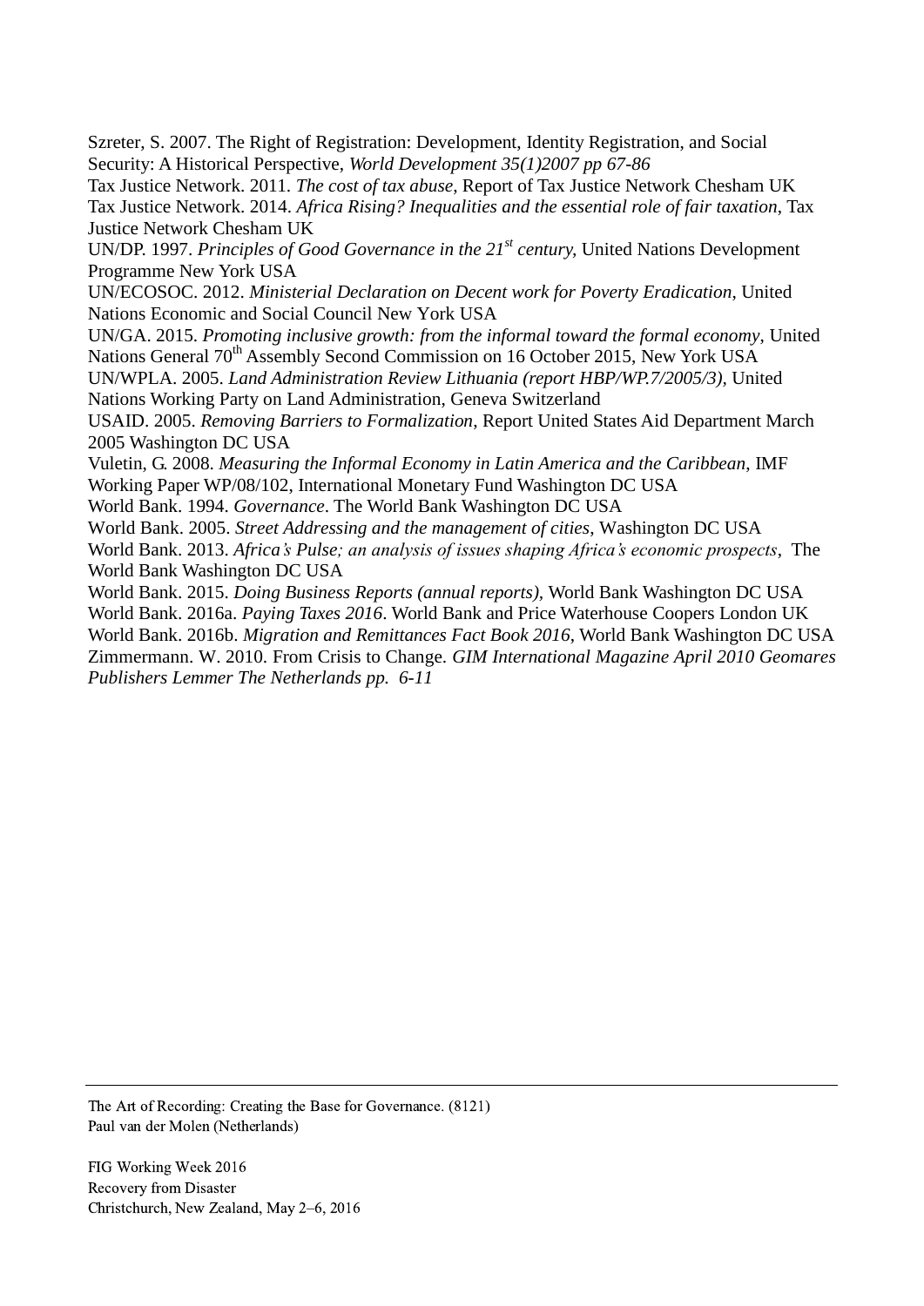Szreter, S. 2007. The Right of Registration: Development, Identity Registration, and Social Security: A Historical Perspective, *World Development 35(1)2007 pp 67-86*

Tax Justice Network. 2011. *The cost of tax abuse*, Report of Tax Justice Network Chesham UK

Tax Justice Network. 2014. *Africa Rising? Inequalities and the essential role of fair taxation*, Tax Justice Network Chesham UK

UN/DP. 1997. *Principles of Good Governance in the 21st century*, United Nations Development Programme New York USA

UN/ECOSOC. 2012. *Ministerial Declaration on Decent work for Poverty Eradication*, United Nations Economic and Social Council New York USA

UN/GA. 2015. *Promoting inclusive growth: from the informal toward the formal economy*, United Nations General 70th Assembly Second Commission on 16 October 2015, New York USA

UN/WPLA. 2005. *Land Administration Review Lithuania (report HBP/WP.7/2005/3)*, United Nations Working Party on Land Administration, Geneva Switzerland

USAID. 2005. *Removing Barriers to Formalization*, Report United States Aid Department March 2005 Washington DC USA

Vuletin, G. 2008. *Measuring the Informal Economy in Latin America and the Caribbean*, IMF Working Paper WP/08/102, International Monetary Fund Washington DC USA

World Bank. 1994. *Governance*. The World Bank Washington DC USA

World Bank. 2005. *Street Addressing and the management of cities*, Washington DC USA

World Bank. 2013. *Africa's Pulse; an analysis of issues shaping Africa's economic prospects*, The World Bank Washington DC USA

World Bank. 2015. *Doing Business Reports (annual reports)*, World Bank Washington DC USA

World Bank. 2016a. *Paying Taxes 2016*. World Bank and Price Waterhouse Coopers London UK

World Bank. 2016b. *Migration and Remittances Fact Book 2016*, World Bank Washington DC USA

Zimmermann. W. 2010. From Crisis to Change. *GIM International Magazine April 2010 Geomares Publishers Lemmer The Netherlands pp. 6-11*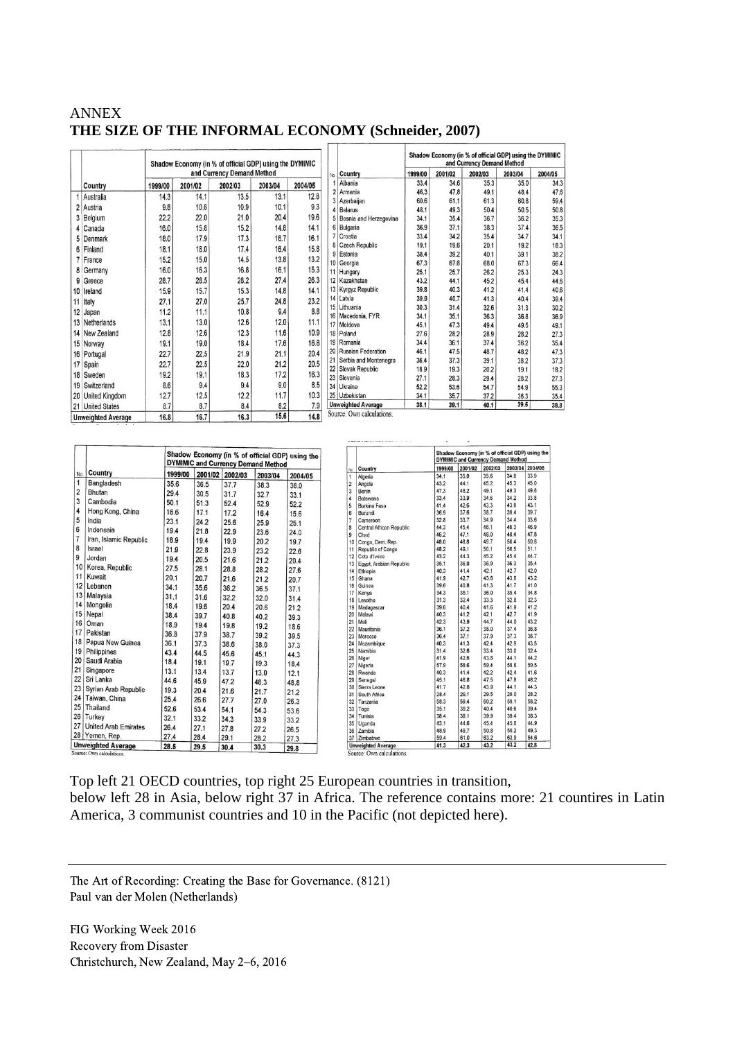ANNEX

**THE SIZE OF THE INFORMAL ECONOMY (Schneider, 2007)**

| | | Shadow Economy (in % of official GDP) using the DYMIMIC and Currency Demand Method | | | | |
|---|---|---|---|---|---|---|
| | Country | 1999/00 | 2001/02 | 2002/03 | 2003/04 | 2004/05 |
| 1 | Australia | 14.3 | 14.1 | 13.5 | 13.1 | 12.8 |
| 2 | Austria | 9.8 | 10.6 | 10.9 | 10.1 | 9.3 |
| 3 | Belgium | 22.2 | 22.0 | 21.0 | 20.4 | 19.6 |
| 4 | Canada | 16.0 | 15.8 | 15.2 | 14.8 | 14.1 |
| 5 | Denmark | 18.0 | 17.9 | 17.3 | 16.7 | 16.1 |
| 6 | Finland | 18.1 | 18.0 | 17.4 | 16.4 | 15.8 |
| 7 | France | 15.2 | 15.0 | 14.5 | 13.8 | 13.2 |
| 8 | Germany | 16.0 | 16.3 | 16.8 | 16.1 | 15.3 |
| 9 | Greece | 28.7 | 28.5 | 28.2 | 27.4 | 26.3 |
| 10 | Ireland | 15.9 | 15.7 | 15.3 | 14.8 | 14.1 |
| 11 | Italy | 27.1 | 27.0 | 25.7 | 24.8 | 23.2 |
| 12 | Japan | 11.2 | 11.1 | 10.8 | 9.4 | 8.8 |
| 13 | Netherlands | 13.1 | 13.0 | 12.6 | 12.0 | 11.1 |
| 14 | New Zealand | 12.8 | 12.6 | 12.3 | 11.6 | 10.9 |
| 15 | Norway | 19.1 | 19.0 | 18.4 | 17.6 | 16.8 |
| 16 | Portugal | 22.7 | 22.5 | 21.9 | 21.1 | 20.4 |
| 17 | Spain | 22.7 | 22.5 | 22.0 | 21.2 | 20.5 |
| 18 | Sweden | 19.2 | 19.1 | 18.3 | 17.2 | 16.3 |
| 19 | Switzerland | 8.6 | 9.4 | 9.4 | 9.0 | 8.5 |
| 20 | United Kingdom | 12.7 | 12.5 | 12.2 | 11.7 | 10.3 |
| 21 | United States | 8.7 | 8.7 | 8.4 | 8.2 | 7.9 |
| | Unweighted Average | 16.8 | 16.7 | 16.3 | 15.6 | 14.8 |

| | | Shadow Economy (in % of official GDP) using the DYMIMIC and Currency Demand Method | | | | |
|---|---|---|---|---|---|---|
| No. | Country | 1999/00 | 2001/02 | 2002/03 | 2003/04 | 2004/05 |
| 1 | Albania | 33.4 | 34.6 | 35.3 | 35.0 | 34.3 |
| 2 | Armenia | 46.3 | 47.8 | 49.1 | 48.4 | 47.6 |
| 3 | Azerbaijan | 60.6 | 61.1 | 61.3 | 60.8 | 59.4 |
| 4 | Belarus | 48.1 | 49.3 | 50.4 | 50.5 | 50.8 |
| 5 | Bosnia and Herzegovina | 34.1 | 35.4 | 36.7 | 36.2 | 35.3 |
| 6 | Bulgaria | 36.9 | 37.1 | 38.3 | 37.4 | 36.5 |
| 7 | Croatia | 33.4 | 34.2 | 35.4 | 34.7 | 34.1 |
| 8 | Czech Republic | 19.1 | 19.6 | 20.1 | 19.2 | 18.3 |
| 9 | Estonia | 38.4 | 39.2 | 40.1 | 39.1 | 38.2 |
| 10 | Georgia | 67.3 | 67.6 | 68.0 | 67.3 | 66.4 |
| 11 | Hungary | 25.1 | 25.7 | 26.2 | 25.3 | 24.3 |
| 12 | Kazakhstan | 43.2 | 44.1 | 45.2 | 45.4 | 44.6 |
| 13 | Kyrgyz Republic | 39.8 | 40.3 | 41.2 | 41.4 | 40.6 |
| 14 | Latvia | 39.9 | 40.7 | 41.3 | 40.4 | 39.4 |
| 15 | Lithuania | 30.3 | 31.4 | 32.6 | 31.3 | 30.2 |
| 16 | Macedonia, FYR | 34.1 | 35.1 | 36.3 | 36.8 | 36.9 |
| 17 | Moldova | 45.1 | 47.3 | 49.4 | 49.5 | 49.1 |
| 18 | Poland | 27.6 | 28.2 | 28.9 | 28.2 | 27.3 |
| 19 | Romania | 34.4 | 36.1 | 37.4 | 36.2 | 35.4 |
| 20 | Russian Federation | 46.1 | 47.5 | 48.7 | 48.2 | 47.3 |
| 21 | Serbia and Montenegro | 36.4 | 37.3 | 39.1 | 38.2 | 37.3 |
| 22 | Slovak Republic | 18.9 | 19.3 | 20.2 | 19.1 | 18.2 |
| 23 | Slovenia | 27.1 | 28.3 | 29.4 | 28.2 | 27.3 |
| 24 | Ukraine | 52.2 | 53.6 | 54.7 | 54.9 | 55.3 |
| 25 | Uzbekistan | 34.1 | 35.7 | 37.2 | 36.3 | 35.4 |
| | Unweighted Average | 38.1 | 39.1 | 40.1 | 39.5 | 38.8 |

Source: Own calculations.

| | | Shadow Economy (in % of official GDP) using the DYMIMIC and Currency Demand Method | | | | |
|---|---|---|---|---|---|---|
| No. | Country | 1999/00 | 2001/02 | 2002/03 | 2003/04 | 2004/05 |
| 1 | Bangladesh | 35.6 | 36.5 | 37.7 | 38.3 | 38.0 |
| 2 | Bhutan | 29.4 | 30.5 | 31.7 | 32.7 | 33.1 |
| 3 | Cambodia | 50.1 | 51.3 | 52.4 | 52.9 | 52.2 |
| 4 | Hong Kong, China | 16.6 | 17.1 | 17.2 | 16.4 | 15.6 |
| 5 | India | 23.1 | 24.2 | 25.6 | 25.9 | 25.1 |
| 6 | Indonesia | 19.4 | 21.8 | 22.9 | 23.6 | 24.0 |
| 7 | Iran, Islamic Republic | 18.9 | 19.4 | 19.9 | 20.2 | 19.7 |
| 8 | Israel | 21.9 | 22.8 | 23.9 | 23.2 | 22.6 |
| 9 | Jordan | 19.4 | 20.5 | 21.6 | 21.2 | 20.4 |
| 10 | Korea, Republic | 27.5 | 28.1 | 28.8 | 28.2 | 27.6 |
| 11 | Kuwait | 20.1 | 20.7 | 21.6 | 21.2 | 20.7 |
| 12 | Lebanon | 34.1 | 35.6 | 36.2 | 36.5 | 37.1 |
| 13 | Malaysia | 31.1 | 31.6 | 32.2 | 32.0 | 31.4 |
| 14 | Mongolia | 18.4 | 19.6 | 20.4 | 20.6 | 21.2 |
| 15 | Nepal | 38.4 | 39.7 | 40.8 | 40.2 | 39.3 |
| 16 | Oman | 18.9 | 19.4 | 19.8 | 19.2 | 18.6 |
| 17 | Pakistan | 36.8 | 37.9 | 38.7 | 39.2 | 39.5 |
| 18 | Papua New Guinea | 36.1 | 37.3 | 38.6 | 38.0 | 37.3 |
| 19 | Philippines | 43.4 | 44.5 | 45.6 | 45.1 | 44.3 |
| 20 | Saudi Arabia | 18.4 | 19.1 | 19.7 | 19.3 | 18.4 |
| 21 | Singapore | 13.1 | 13.4 | 13.7 | 13.0 | 12.1 |
| 22 | Sri Lanka | 44.6 | 45.9 | 47.2 | 48.3 | 48.8 |
| 23 | Syrian Arab Republic | 19.3 | 20.4 | 21.6 | 21.7 | 21.2 |
| 24 | Taiwan, China | 25.4 | 26.6 | 27.7 | 27.0 | 26.3 |
| 25 | Thailand | 52.6 | 53.4 | 54.1 | 54.3 | 53.6 |
| 26 | Turkey | 32.1 | 33.2 | 34.3 | 33.9 | 33.2 |
| 27 | United Arab Emirates | 26.4 | 27.1 | 27.8 | 27.2 | 26.5 |
| 28 | Yemen, Rep. | 27.4 | 28.4 | 29.1 | 28.2 | 27.3 |
| | Unweighted Average | 28.5 | 29.5 | 30.4 | 30.3 | 29.8 |

Source: Own calculations.

| | | Shadow Economy (in % of official GDP) using the DYMIMIC and Currency Demand Method | | | | |
|---|---|---|---|---|---|---|
| No. | Country | 1999/00 | 2001/02 | 2002/03 | 2003/04 | 2004/05 |
| 1 | Algeria | 34.1 | 35.0 | 35.6 | 34.8 | 33.9 |
| 2 | Angola | 43.2 | 44.1 | 45.2 | 45.3 | 45.0 |
| 3 | Benin | 47.3 | 48.2 | 49.1 | 49.3 | 49.8 |
| 4 | Botswana | 33.4 | 33.9 | 34.6 | 34.2 | 33.8 |
| 5 | Burkina Faso | 41.4 | 42.6 | 43.3 | 43.8 | 43.1 |
| 6 | Burundi | 36.9 | 37.6 | 38.7 | 39.4 | 39.7 |
| 7 | Cameroon | 32.8 | 33.7 | 34.9 | 34.4 | 33.6 |
| 8 | Central African Republic | 44.3 | 45.4 | 46.1 | 46.3 | 45.9 |
| 9 | Chad | 46.2 | 47.1 | 48.0 | 48.4 | 47.8 |
| 10 | Congo, Dem. Rep. | 48.0 | 48.8 | 49.7 | 50.4 | 50.8 |
| 11 | Republic of Congo | 48.2 | 49.1 | 50.1 | 50.5 | 51.1 |
| 12 | Cote d'Ivoire | 43.2 | 44.3 | 45.2 | 45.4 | 44.7 |
| 13 | Egypt, Arabian Republic | 35.1 | 36.0 | 36.9 | 36.3 | 35.4 |
| 14 | Ethiopia | 40.3 | 41.4 | 42.1 | 42.7 | 42.0 |
| 15 | Ghana | 41.9 | 42.7 | 43.6 | 43.8 | 43.2 |
| 16 | Guinea | 39.6 | 40.8 | 41.3 | 41.7 | 41.0 |
| 17 | Kenya | 34.3 | 35.1 | 36.0 | 35.4 | 34.8 |
| 18 | Lesotho | 31.3 | 32.4 | 33.3 | 32.8 | 32.3 |
| 19 | Madagascar | 39.6 | 40.4 | 41.6 | 41.9 | 41.2 |
| 20 | Malawi | 40.3 | 41.2 | 42.1 | 42.7 | 41.9 |
| 21 | Mali | 42.3 | 43.9 | 44.7 | 44.0 | 43.2 |
| 22 | Mauritania | 36.1 | 37.2 | 38.0 | 37.4 | 36.8 |
| 23 | Morocco | 36.4 | 37.1 | 37.9 | 37.3 | 36.7 |
| 24 | Mozambique | 40.3 | 41.3 | 42.4 | 42.9 | 43.5 |
| 25 | Namibia | 31.4 | 32.6 | 33.4 | 33.0 | 32.4 |
| 26 | Niger | 41.9 | 42.6 | 43.8 | 44.1 | 44.2 |
| 27 | Nigeria | 57.9 | 58.6 | 59.4 | 59.6 | 59.5 |
| 28 | Rwanda | 40.3 | 41.4 | 42.2 | 42.4 | 41.6 |
| 29 | Senegal | 45.1 | 46.8 | 47.5 | 47.8 | 48.2 |
| 30 | Sierra Leone | 41.7 | 42.8 | 43.9 | 44.1 | 44.3 |
| 31 | South Africa | 28.4 | 29.1 | 29.5 | 29.0 | 28.2 |
| 32 | Tanzania | 58.3 | 59.4 | 60.2 | 59.1 | 58.2 |
| 33 | Togo | 35.1 | 39.2 | 40.4 | 40.6 | 39.4 |
| 34 | Tunisia | 38.4 | 39.1 | 39.9 | 39.4 | 38.3 |
| 35 | Uganda | 43.1 | 44.6 | 45.4 | 45.8 | 44.9 |
| 36 | Zambia | 48.9 | 49.7 | 50.8 | 50.2 | 49.3 |
| 37 | Zimbabwe | 59.4 | 61.0 | 63.2 | 63.9 | 64.6 |
| | Unweighted Average | 41.3 | 42.3 | 43.2 | 43.2 | 42.8 |

Source: Own calculations.

Top left 21 OECD countries, top right 25 European countries in transition, below left 28 in Asia, below right 37 in Africa. The reference contains more: 21 countires in Latin America, 3 communist countries and 10 in the Pacific (not depicted here).